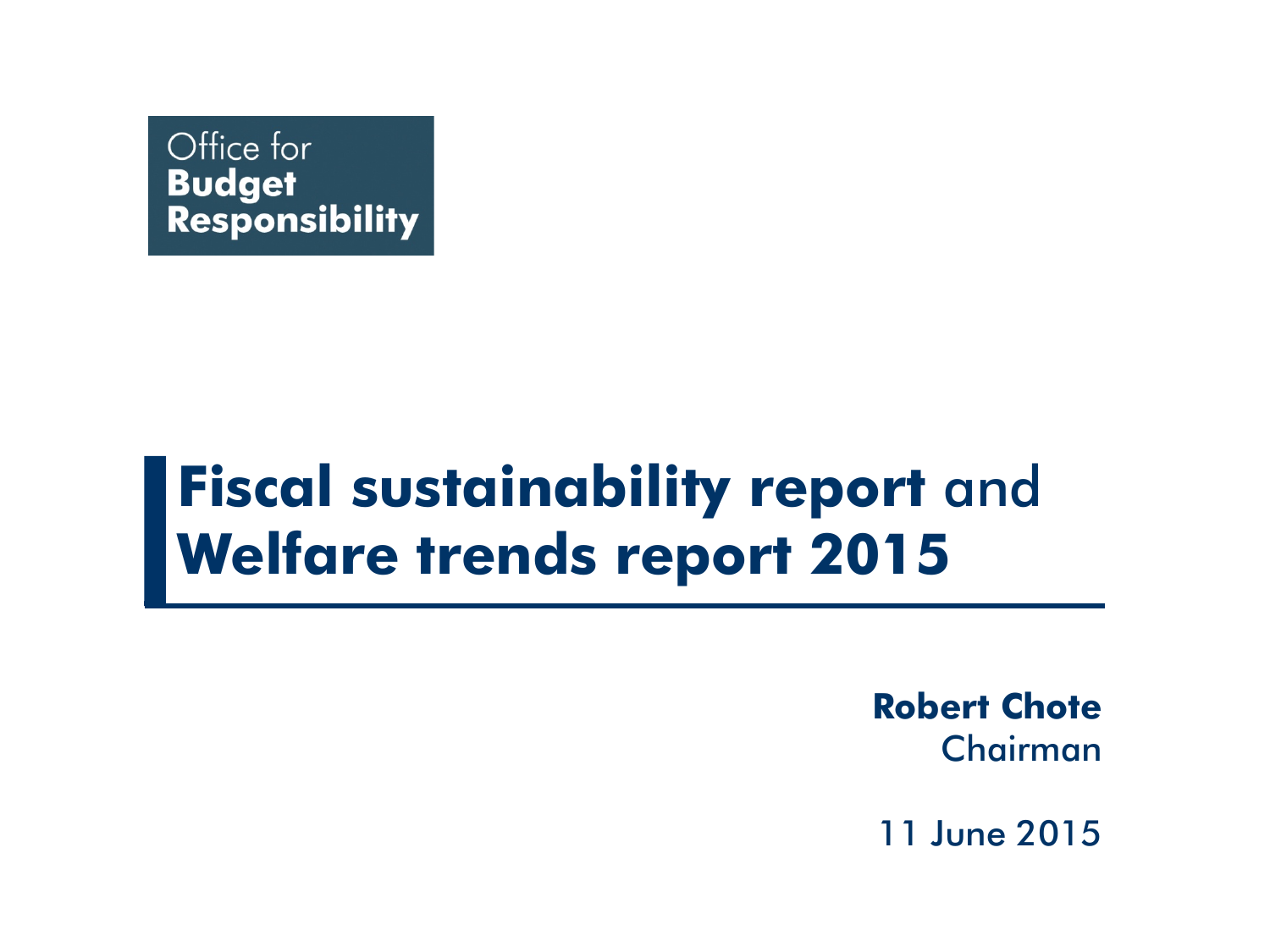Office for
**Budget**
**Responsibility**

# **Fiscal sustainability report** and **Welfare trends report 2015**

**Robert Chote**
Chairman

11 June 2015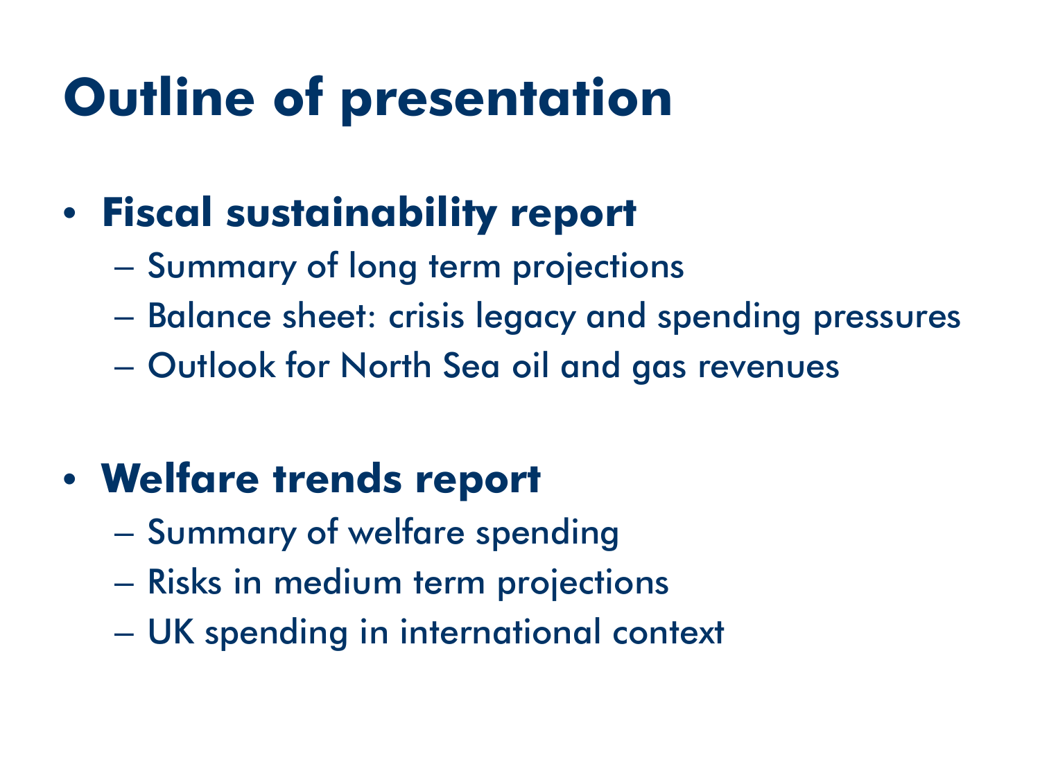# Outline of presentation

- **Fiscal sustainability report**
  - Summary of long term projections
  - Balance sheet: crisis legacy and spending pressures
  - Outlook for North Sea oil and gas revenues

- **Welfare trends report**
  - Summary of welfare spending
  - Risks in medium term projections
  - UK spending in international context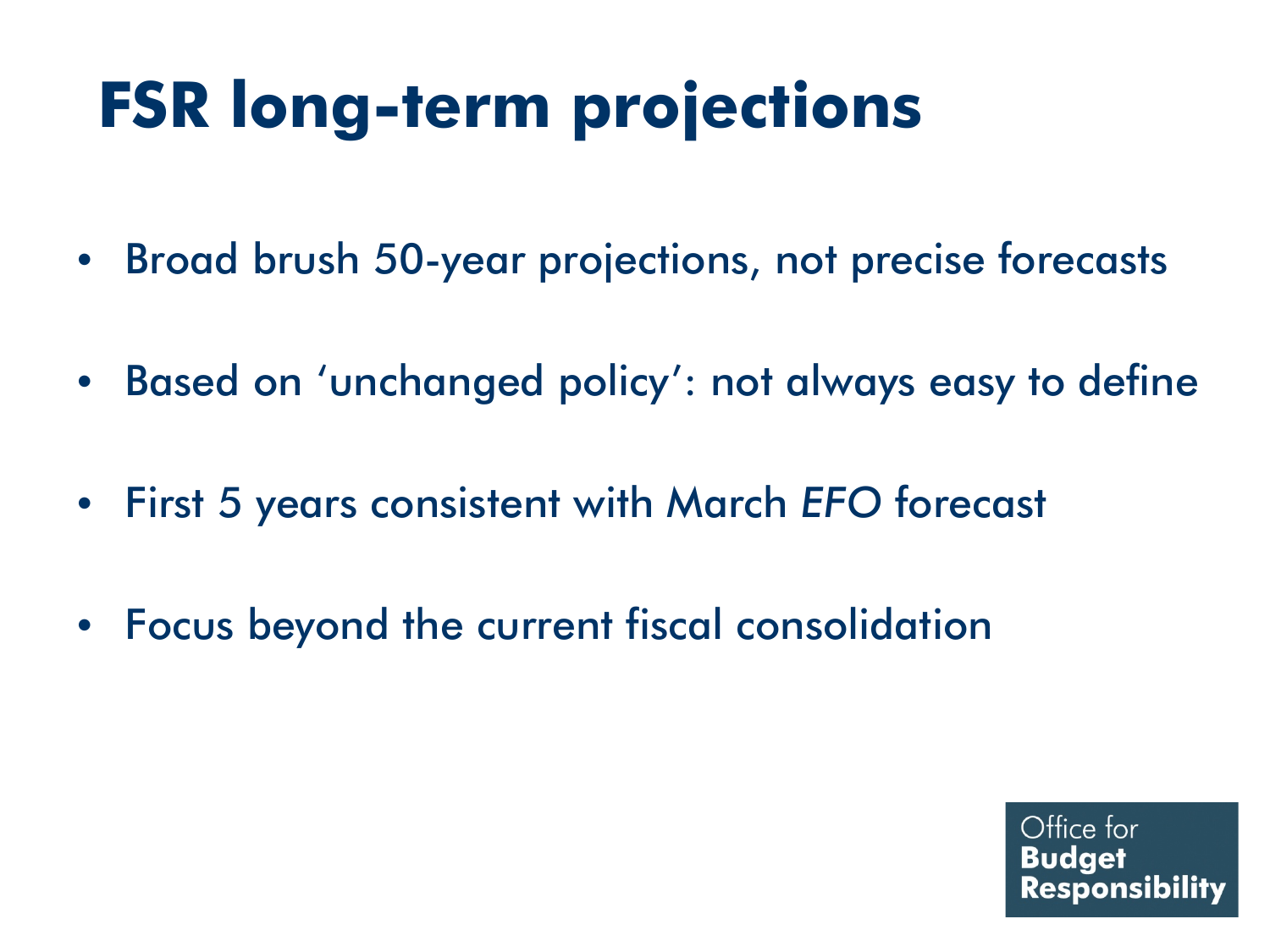# FSR long-term projections

- Broad brush 50-year projections, not precise forecasts
- Based on 'unchanged policy': not always easy to define
- First 5 years consistent with March *EFO* forecast
- Focus beyond the current fiscal consolidation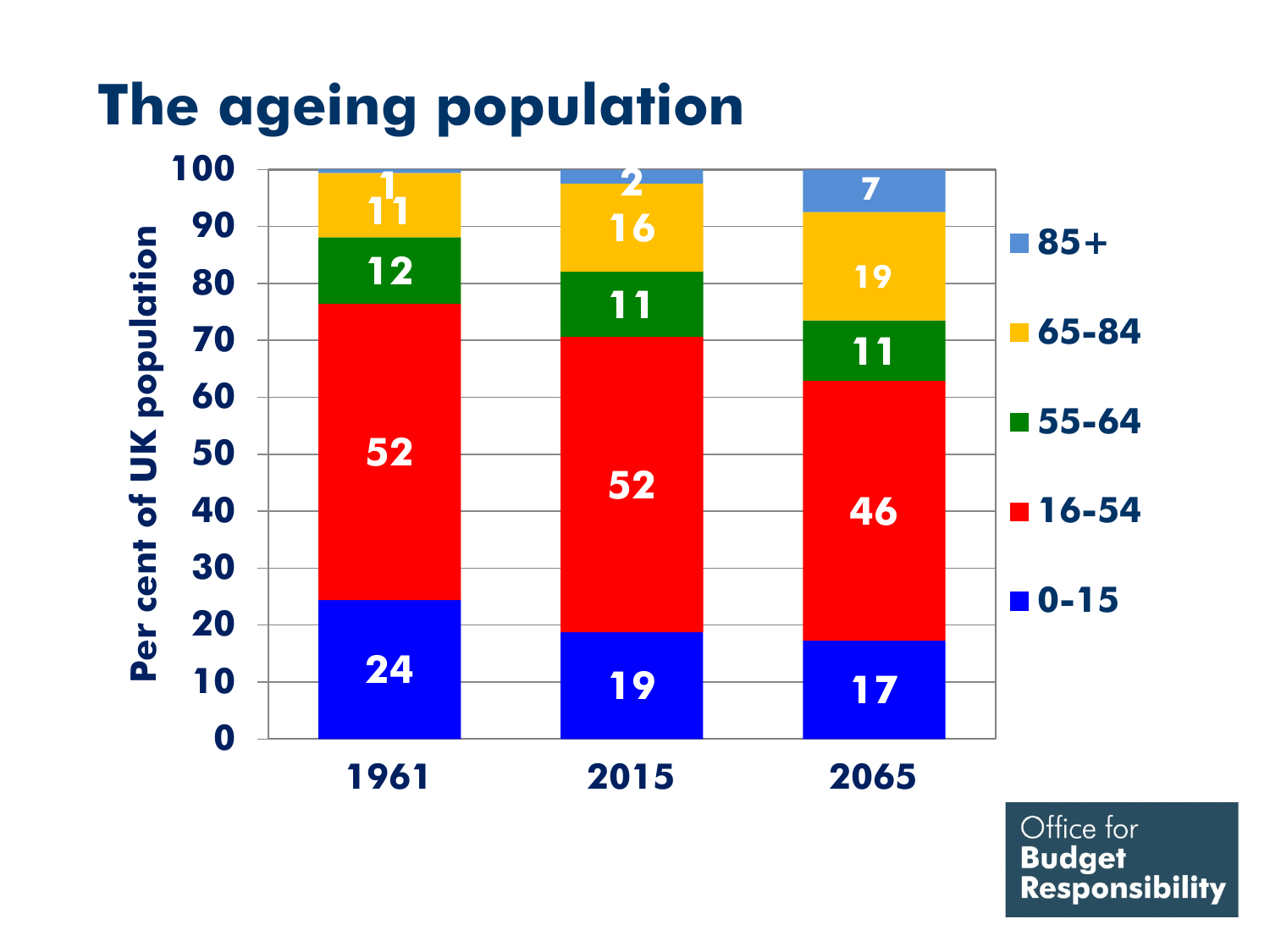# The ageing population

| Per cent of UK population | 1961 | 2015 | 2065 |
|---|---|---|---|
| 0-15 | 24 | 19 | 17 |
| 16-54 | 52 | 52 | 46 |
| 55-64 | 12 | 11 | 11 |
| 65-84 | 11 | 16 | 19 |
| 85+ | 1 | 2 | 7 |

Office for Budget Responsibility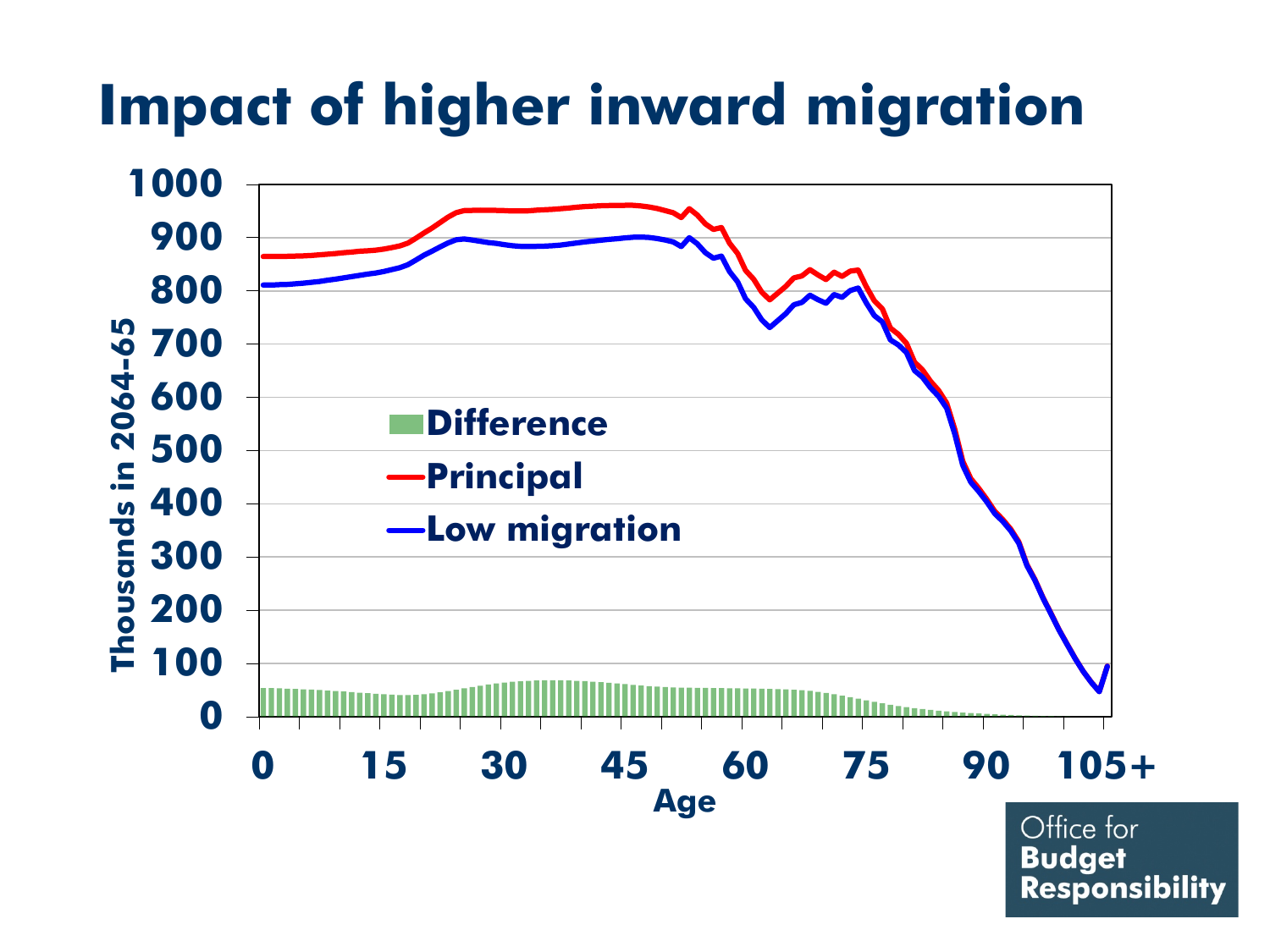# Impact of higher inward migration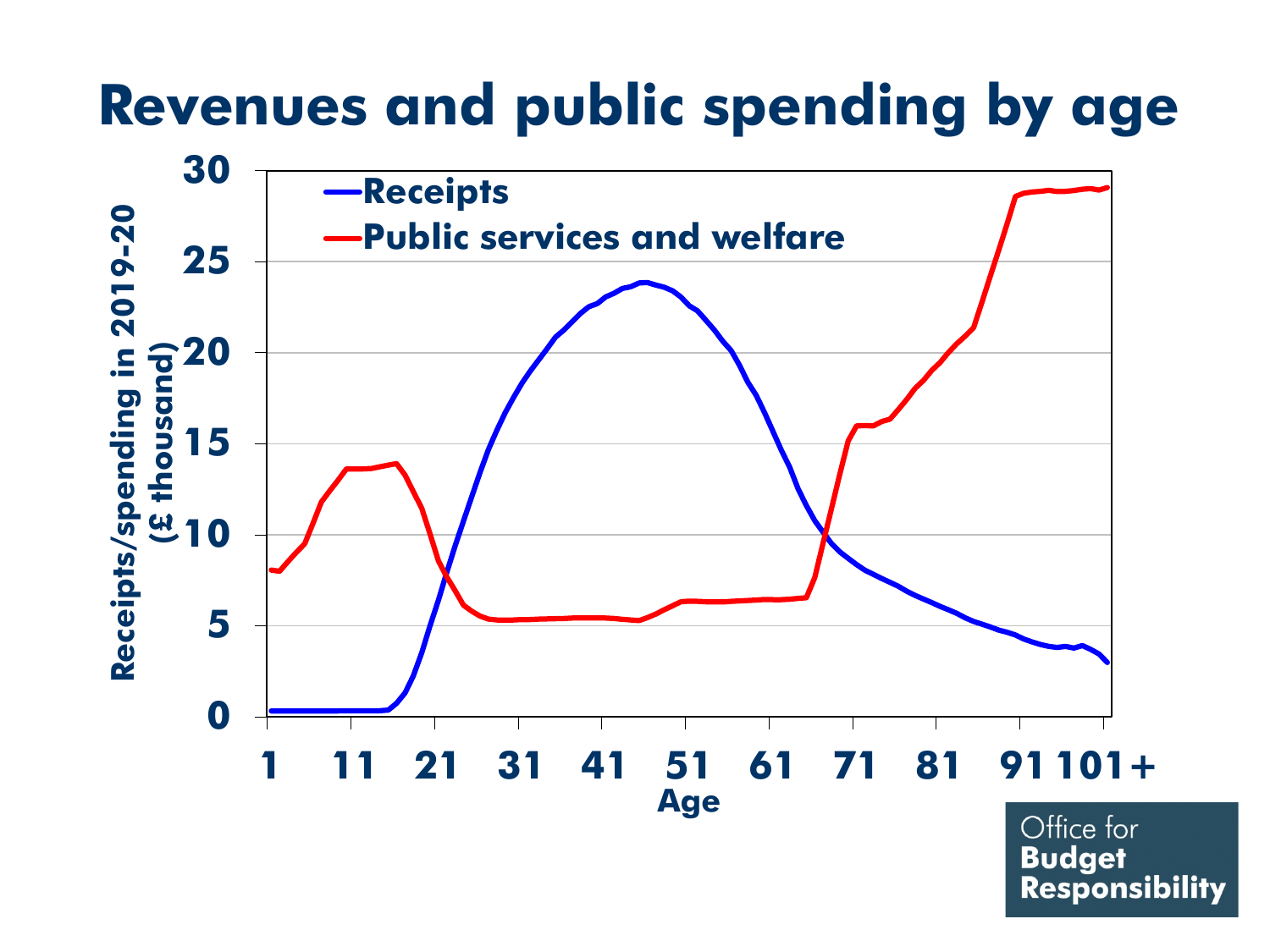# Revenues and public spending by age

Receipts

Public services and welfare

Receipts/spending in 2019-20 (£ thousand)

0 5 10 15 20 25 30

1 11 21 31 41 51 61 71 81 91 101+

Age

Office for **Budget Responsibility**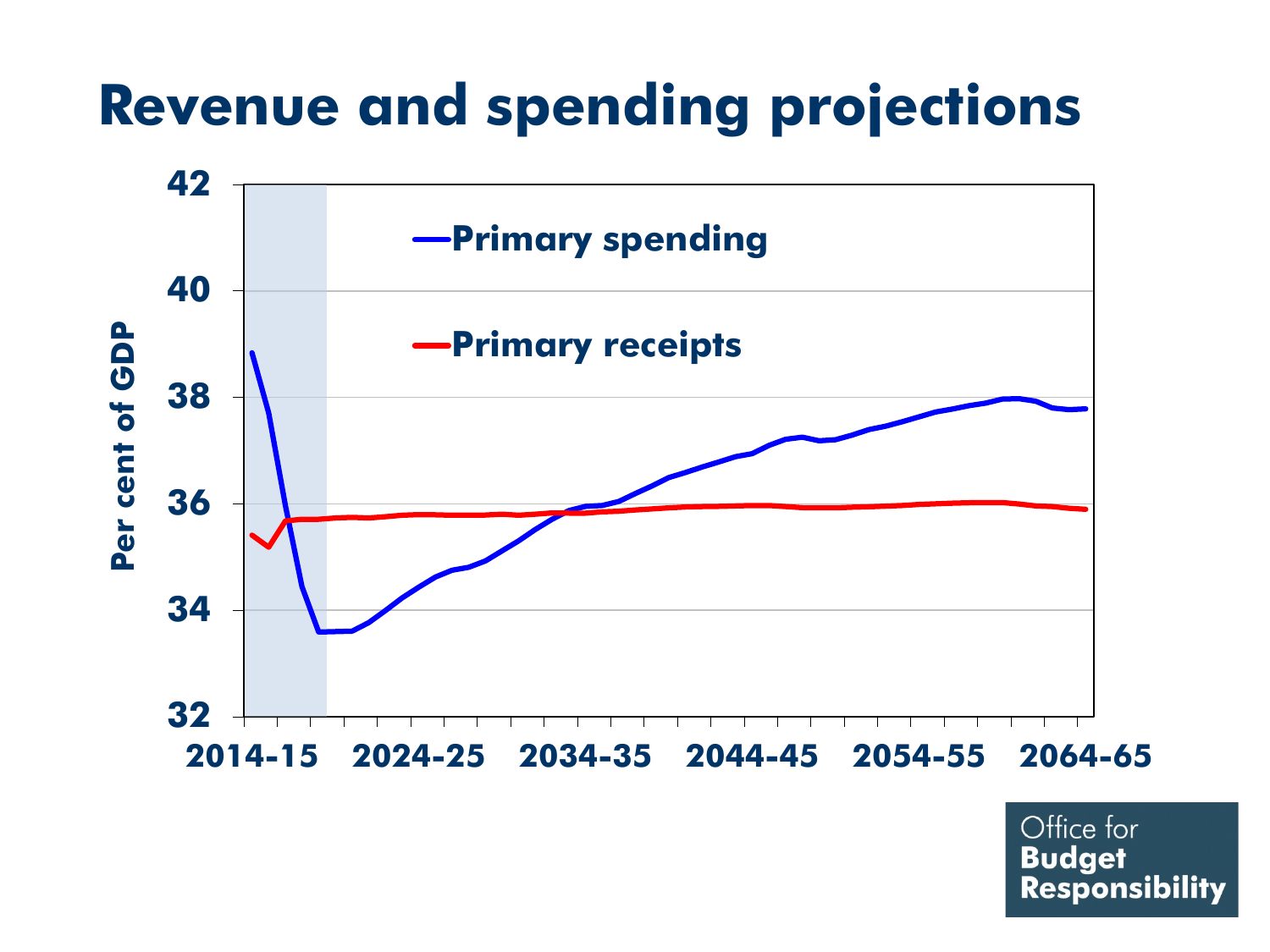# Revenue and spending projections

Per cent of GDP

Primary spending

Primary receipts

42
40
38
36
34
32

2014-15 2024-25 2034-35 2044-45 2054-55 2064-65

Office for **Budget Responsibility**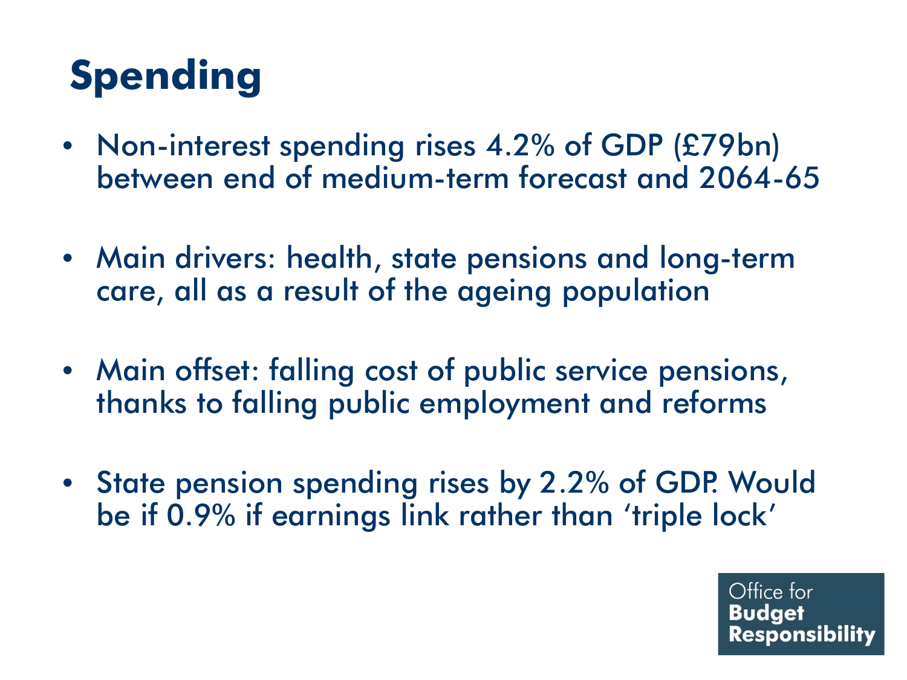# Spending

- Non-interest spending rises 4.2% of GDP (£79bn) between end of medium-term forecast and 2064-65
- Main drivers: health, state pensions and long-term care, all as a result of the ageing population
- Main offset: falling cost of public service pensions, thanks to falling public employment and reforms
- State pension spending rises by 2.2% of GDP. Would be if 0.9% if earnings link rather than 'triple lock'

Office for Budget Responsibility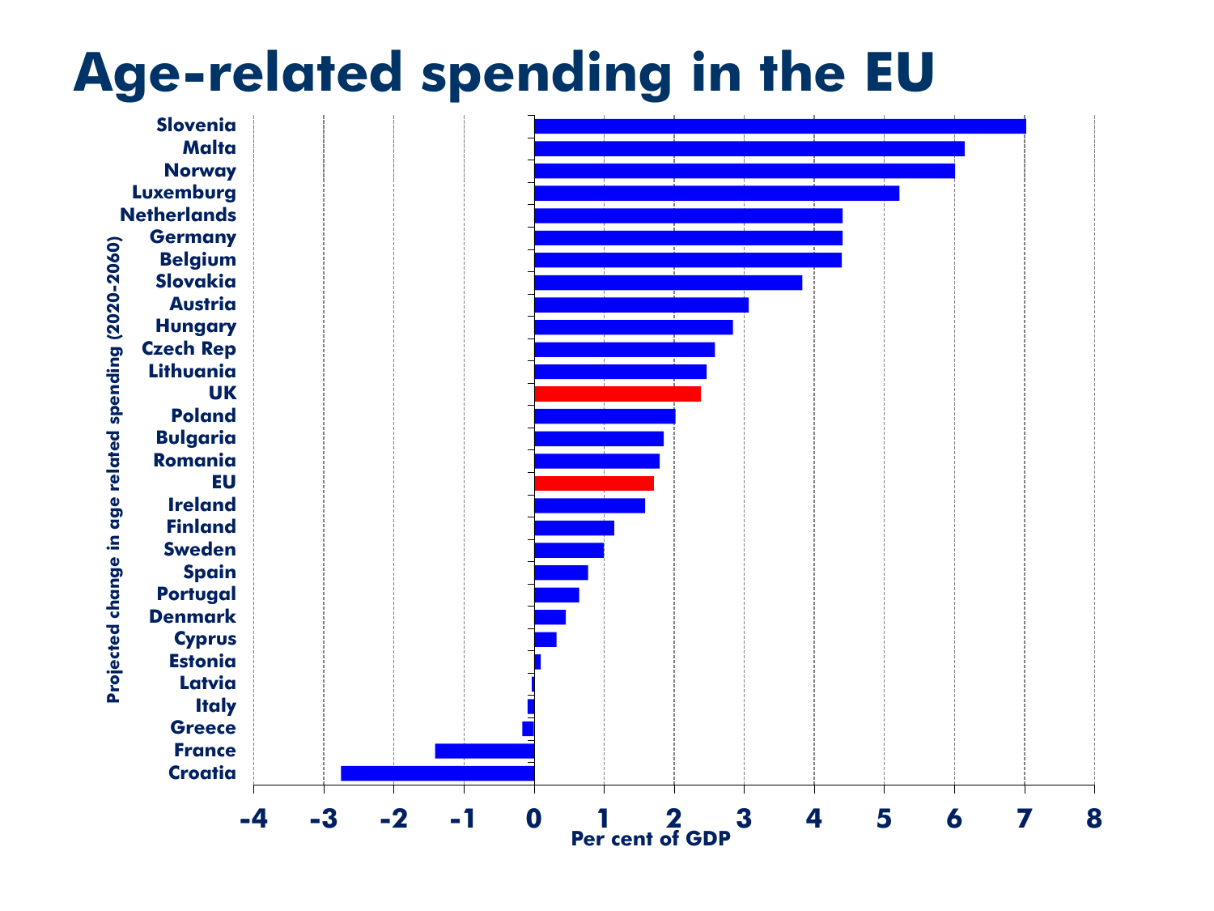# Age-related spending in the EU

Projected change in age related spending (2020-2060)

| Country | Per cent of GDP |
| --- | --- |
| Slovenia | 7.0 |
| Malta | 6.1 |
| Norway | 6.0 |
| Luxemburg | 5.2 |
| Netherlands | 4.4 |
| Germany | 4.4 |
| Belgium | 4.4 |
| Slovakia | 3.8 |
| Austria | 3.1 |
| Hungary | 2.8 |
| Czech Rep | 2.6 |
| Lithuania | 2.5 |
| UK | 2.4 |
| Poland | 2.0 |
| Bulgaria | 1.8 |
| Romania | 1.8 |
| EU | 1.7 |
| Ireland | 1.6 |
| Finland | 1.1 |
| Sweden | 1.0 |
| Spain | 0.8 |
| Portugal | 0.6 |
| Denmark | 0.4 |
| Cyprus | 0.3 |
| Estonia | 0.1 |
| Latvia | 0.0 |
| Italy | -0.1 |
| Greece | -0.2 |
| France | -1.4 |
| Croatia | -2.8 |

Per cent of GDP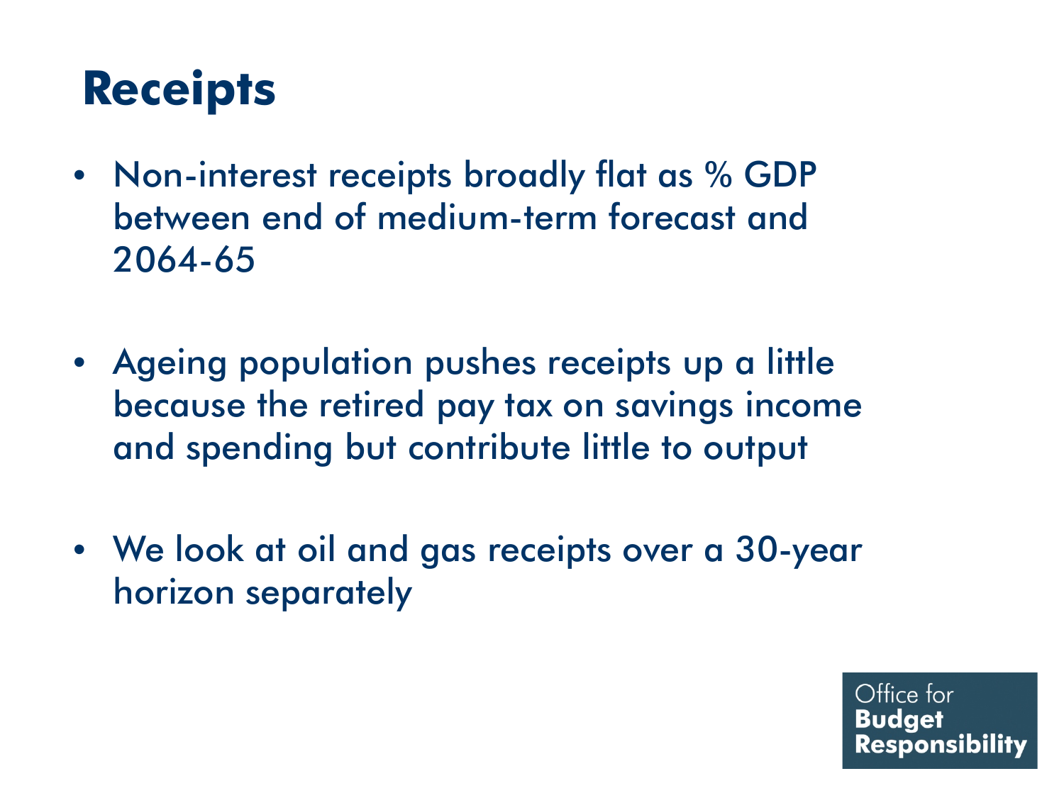# Receipts

- Non-interest receipts broadly flat as % GDP between end of medium-term forecast and 2064-65
- Ageing population pushes receipts up a little because the retired pay tax on savings income and spending but contribute little to output
- We look at oil and gas receipts over a 30-year horizon separately

Office for **Budget Responsibility**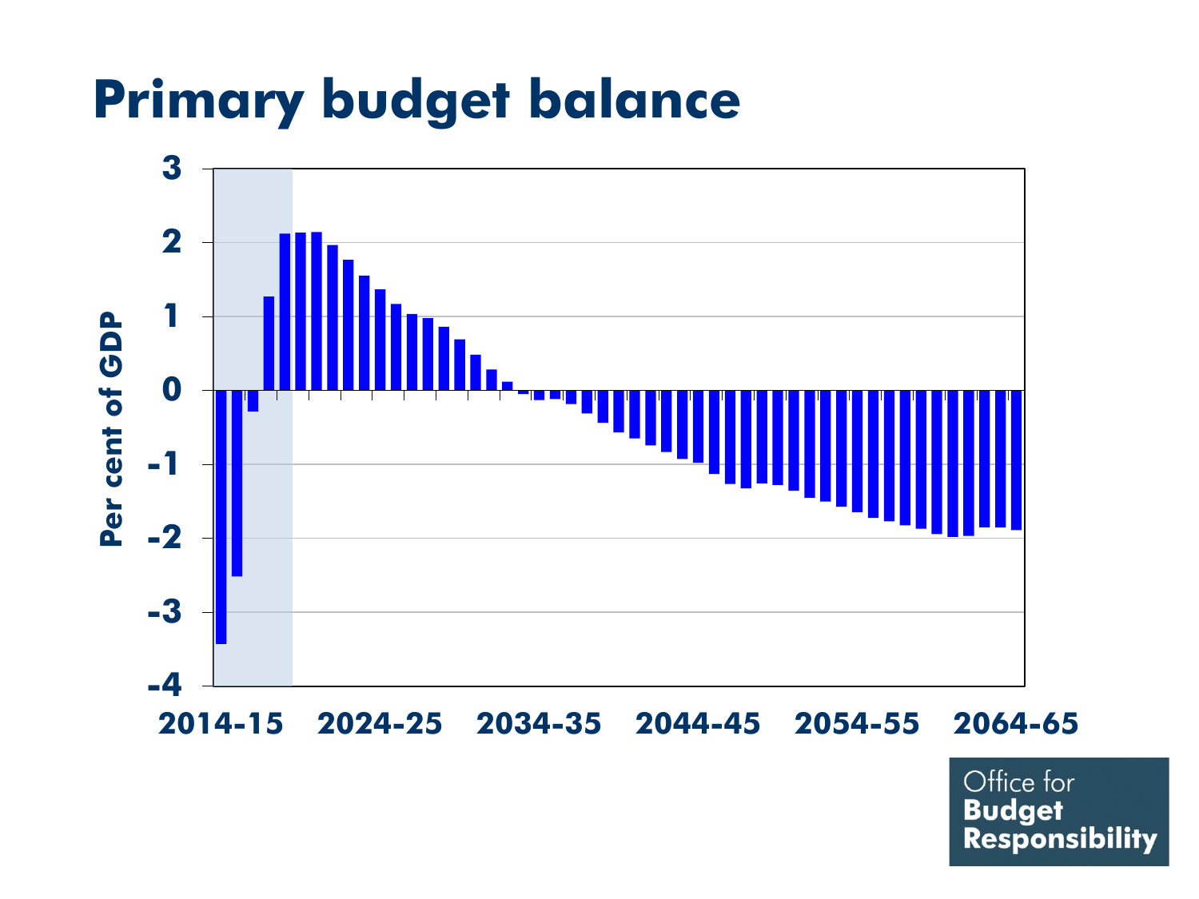# Primary budget balance

Per cent of GDP

3
2
1
0
-1
-2
-3
-4

2014-15 2024-25 2034-35 2044-45 2054-55 2064-65

Office for **Budget Responsibility**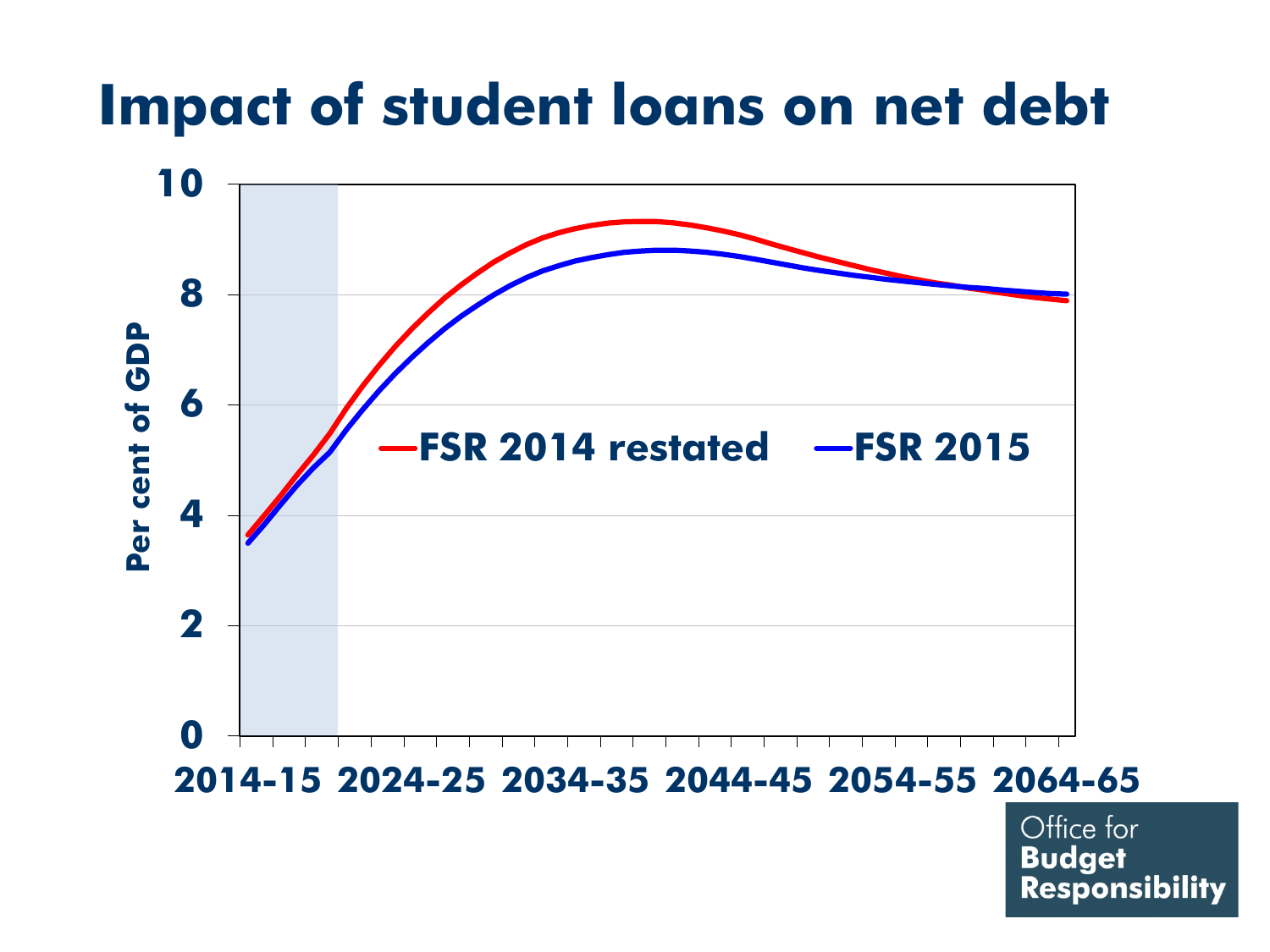# Impact of student loans on net debt

Per cent of GDP

0, 2, 4, 6, 8, 10

2014-15, 2024-25, 2034-35, 2044-45, 2054-55, 2064-65

FSR 2014 restated

FSR 2015

Office for **Budget Responsibility**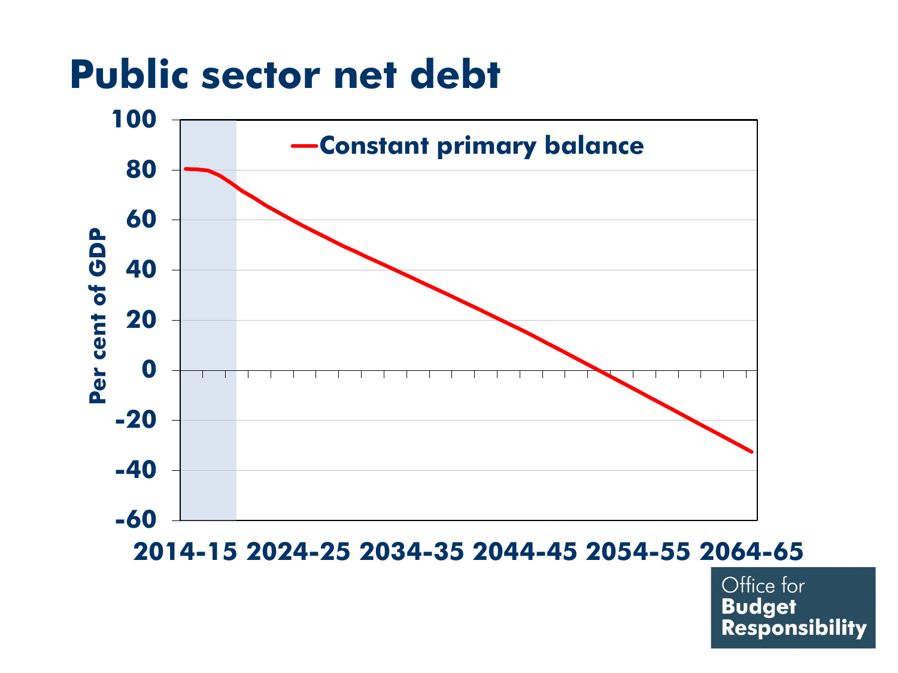# Public sector net debt

Per cent of GDP

100
80
60
40
20
0
-20
-40
-60

Constant primary balance

2014-15 2024-25 2034-35 2044-45 2054-55 2064-65

Office for Budget Responsibility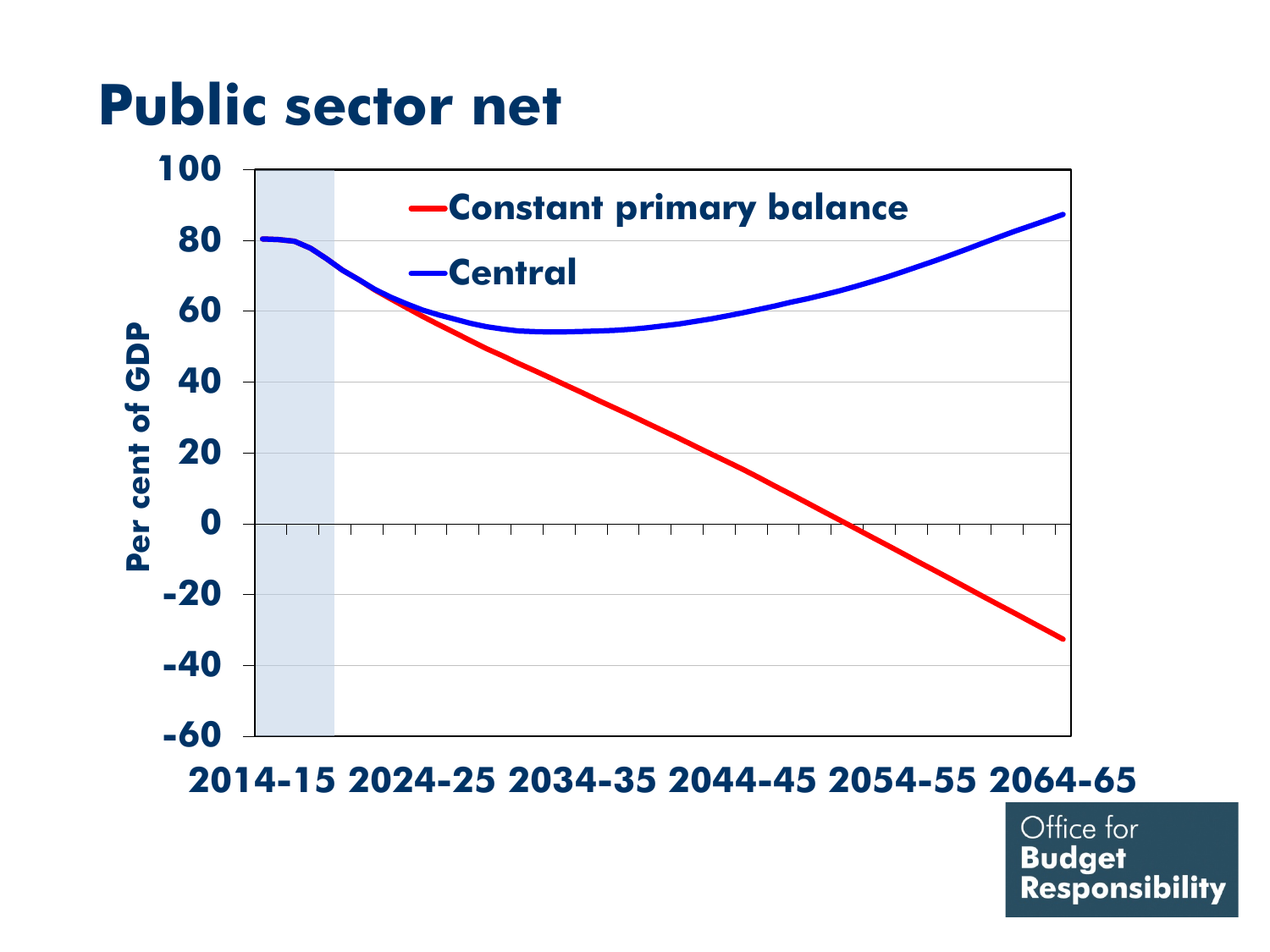# Public sector net

Per cent of GDP

- Constant primary balance
- Central

100, 80, 60, 40, 20, 0, -20, -40, -60

2014-15, 2024-25, 2034-35, 2044-45, 2054-55, 2064-65

Office for Budget Responsibility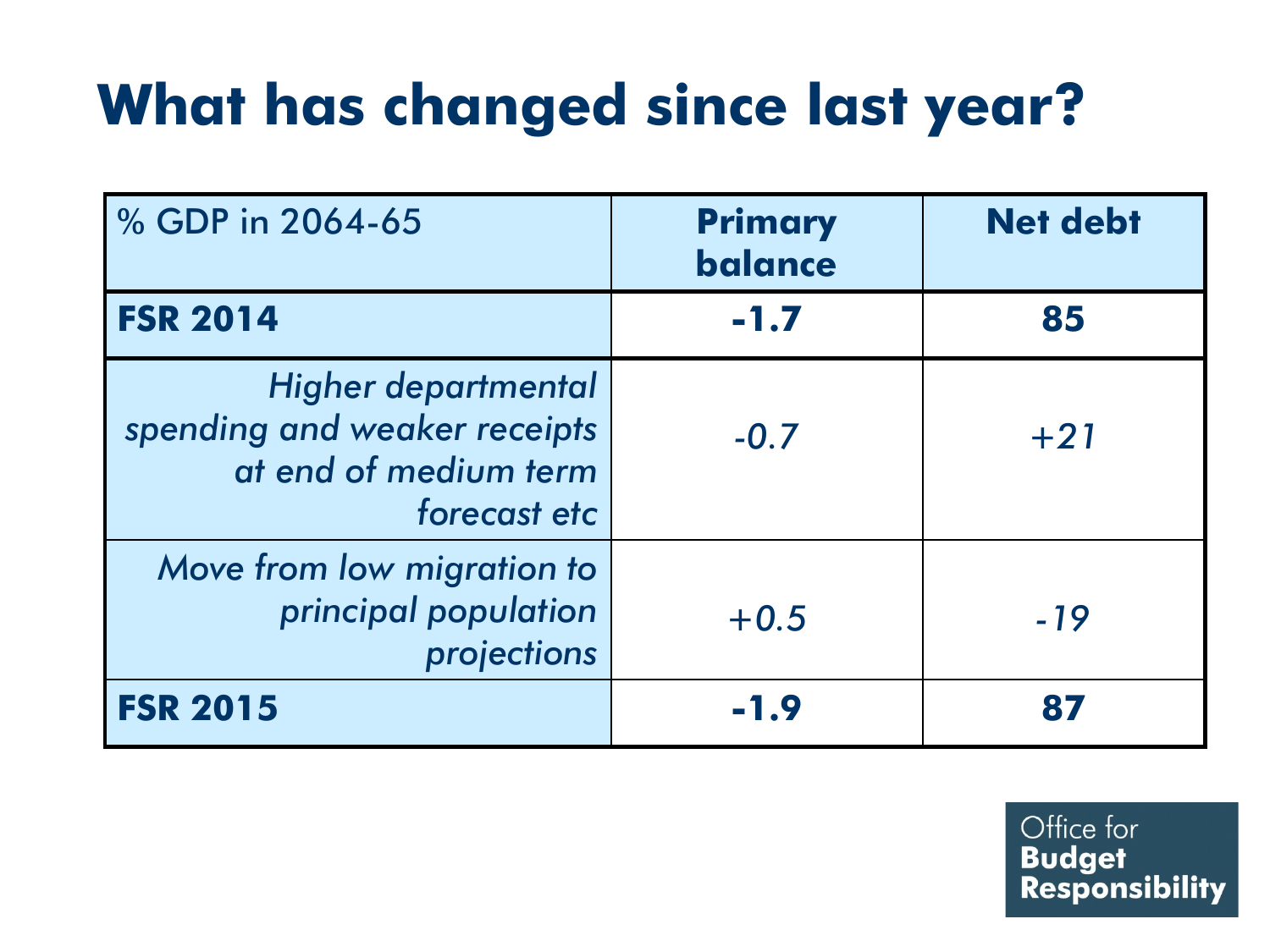# What has changed since last year?

| % GDP in 2064-65 | **Primary balance** | **Net debt** |
|---|---|---|
| **FSR 2014** | **-1.7** | **85** |
| *Higher departmental spending and weaker receipts at end of medium term forecast etc* | *-0.7* | *+21* |
| *Move from low migration to principal population projections* | *+0.5* | *-19* |
| **FSR 2015** | **-1.9** | **87** |

Office for **Budget Responsibility**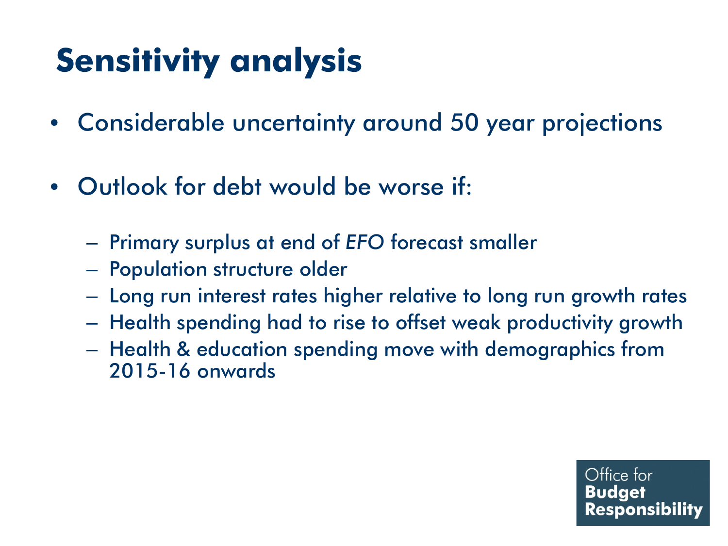# Sensitivity analysis

- Considerable uncertainty around 50 year projections
- Outlook for debt would be worse if:
  - Primary surplus at end of *EFO* forecast smaller
  - Population structure older
  - Long run interest rates higher relative to long run growth rates
  - Health spending had to rise to offset weak productivity growth
  - Health & education spending move with demographics from 2015-16 onwards

Office for **Budget Responsibility**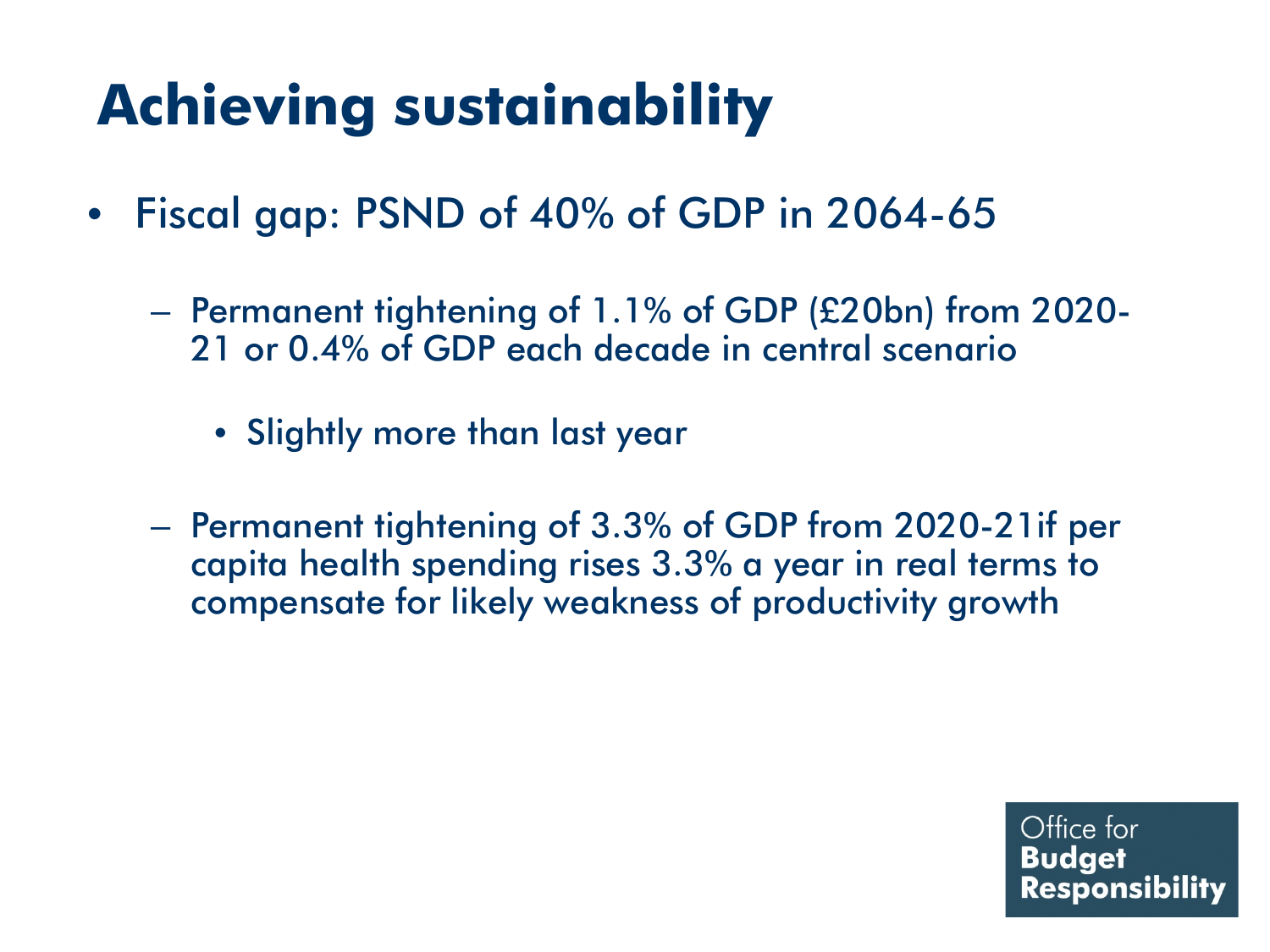# Achieving sustainability

- Fiscal gap: PSND of 40% of GDP in 2064-65
  - Permanent tightening of 1.1% of GDP (£20bn) from 2020-21 or 0.4% of GDP each decade in central scenario
    - Slightly more than last year
  - Permanent tightening of 3.3% of GDP from 2020-21if per capita health spending rises 3.3% a year in real terms to compensate for likely weakness of productivity growth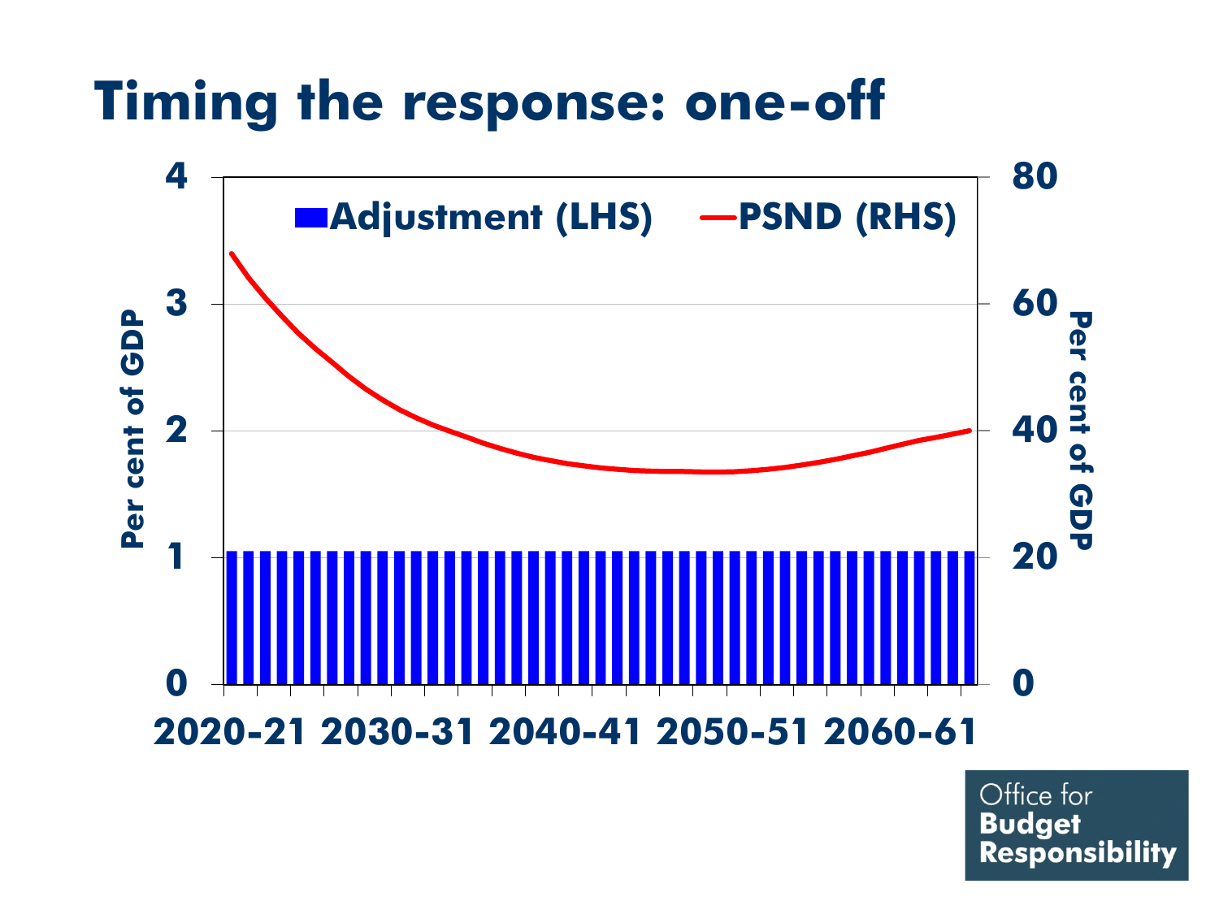# Timing the response: one-off

Adjustment (LHS) — PSND (RHS)

Per cent of GDP (LHS): 0, 1, 2, 3, 4

Per cent of GDP (RHS): 0, 20, 40, 60, 80

2020-21 2030-31 2040-41 2050-51 2060-61

Office for Budget Responsibility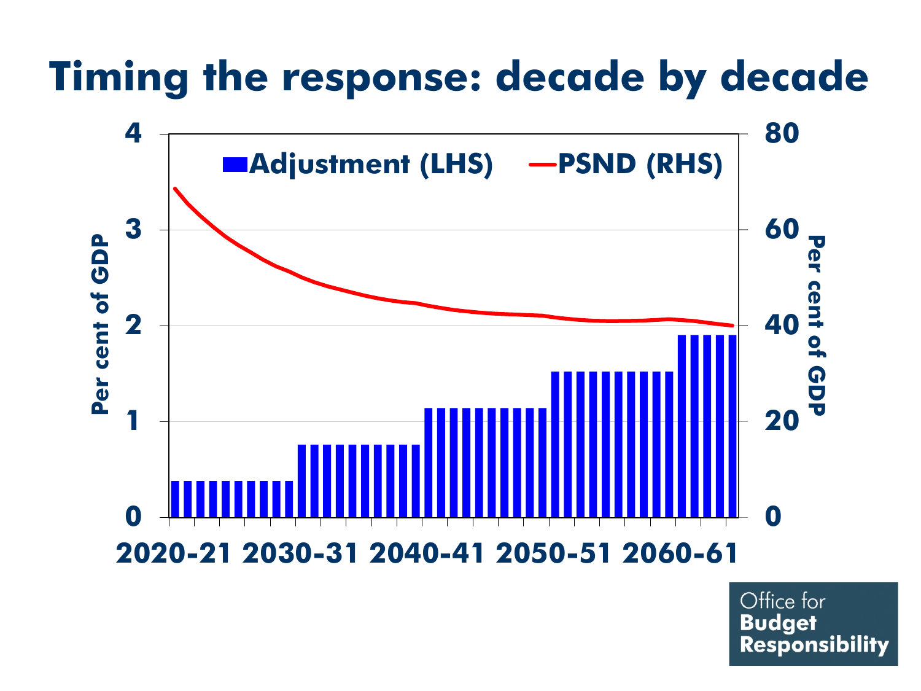# Timing the response: decade by decade

Adjustment (LHS) | PSND (RHS)

Per cent of GDP (LHS: 0–4) | Per cent of GDP (RHS: 0–80)

2020-21 | 2030-31 | 2040-41 | 2050-51 | 2060-61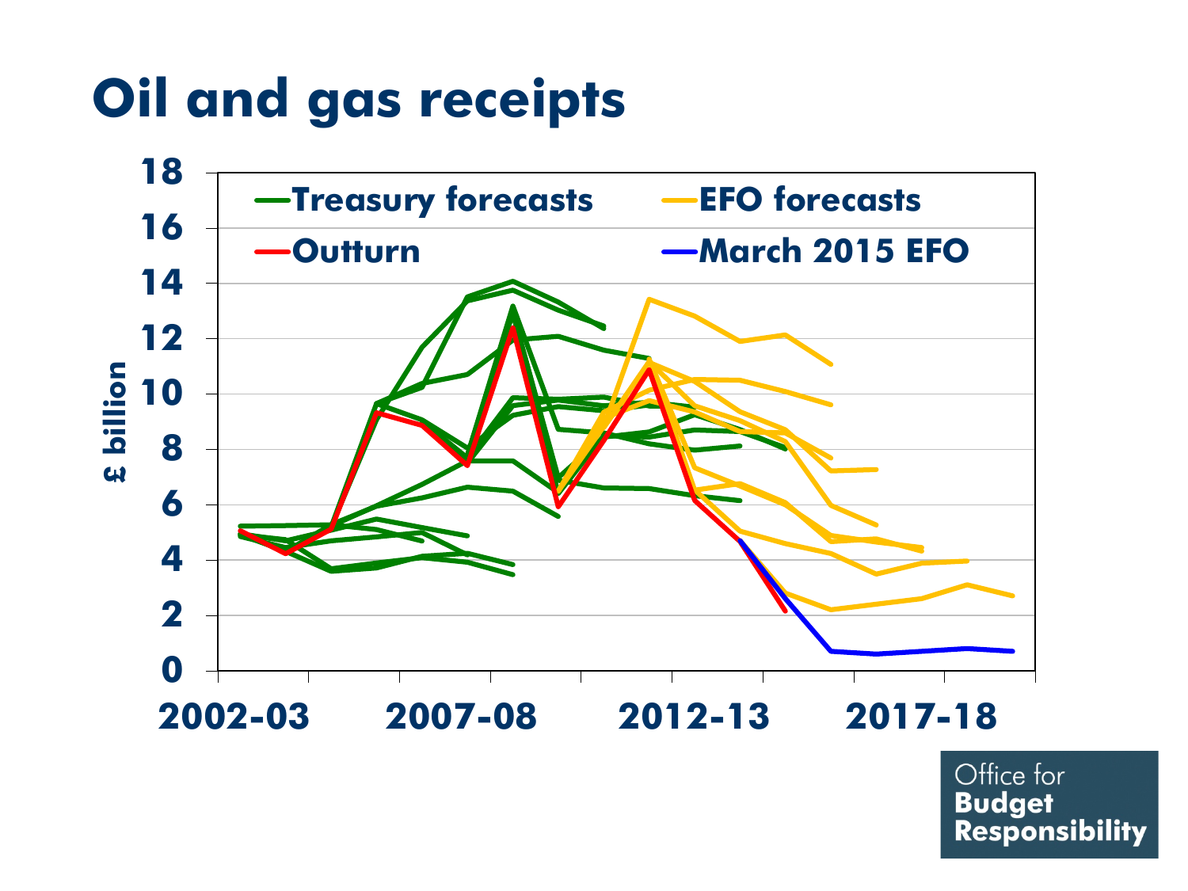# Oil and gas receipts

£ billion

- Treasury forecasts
- EFO forecasts
- Outturn
- March 2015 EFO

0, 2, 4, 6, 8, 10, 12, 14, 16, 18

2002-03, 2007-08, 2012-13, 2017-18

Office for Budget Responsibility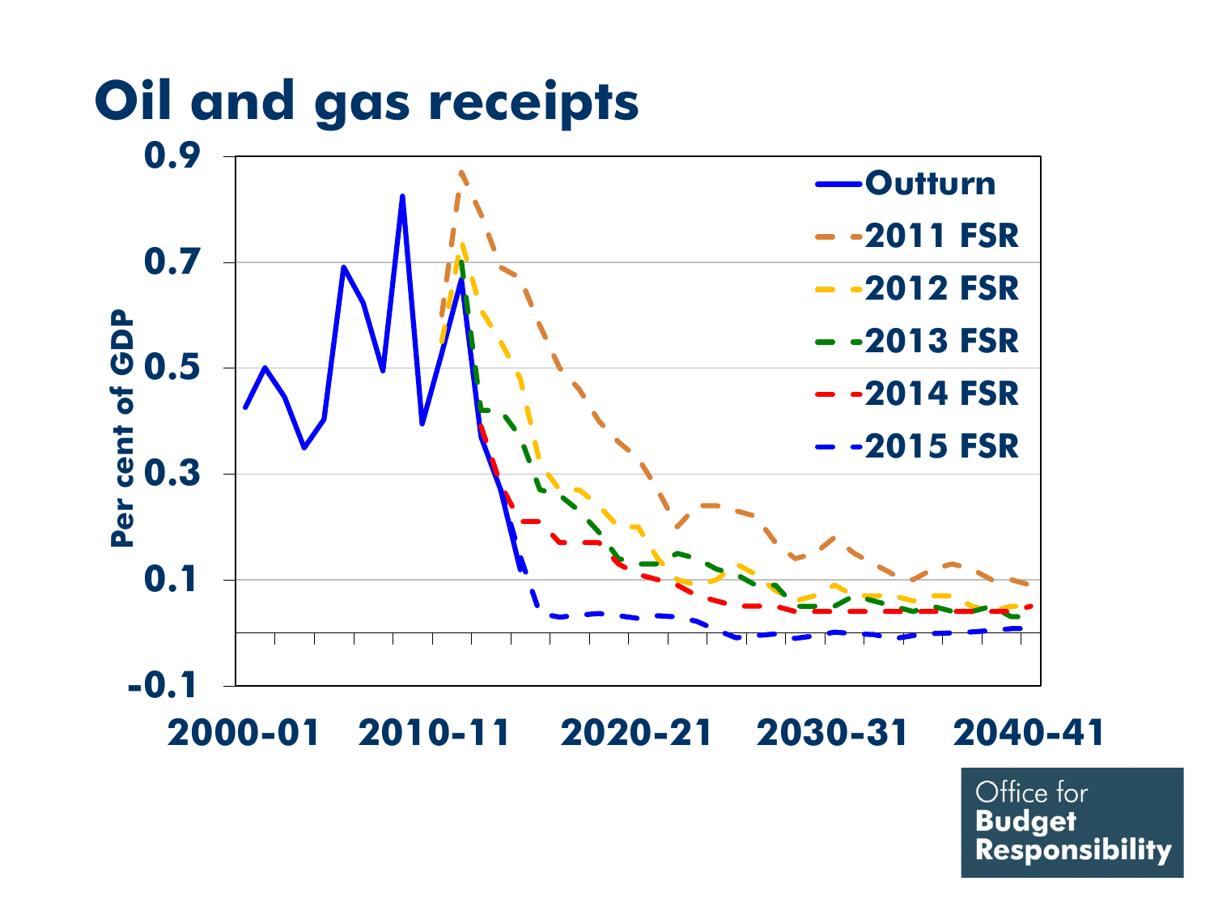# Oil and gas receipts

Per cent of GDP

0.9, 0.7, 0.5, 0.3, 0.1, -0.1

2000-01, 2010-11, 2020-21, 2030-31, 2040-41

Outturn, 2011 FSR, 2012 FSR, 2013 FSR, 2014 FSR, 2015 FSR

Office for Budget Responsibility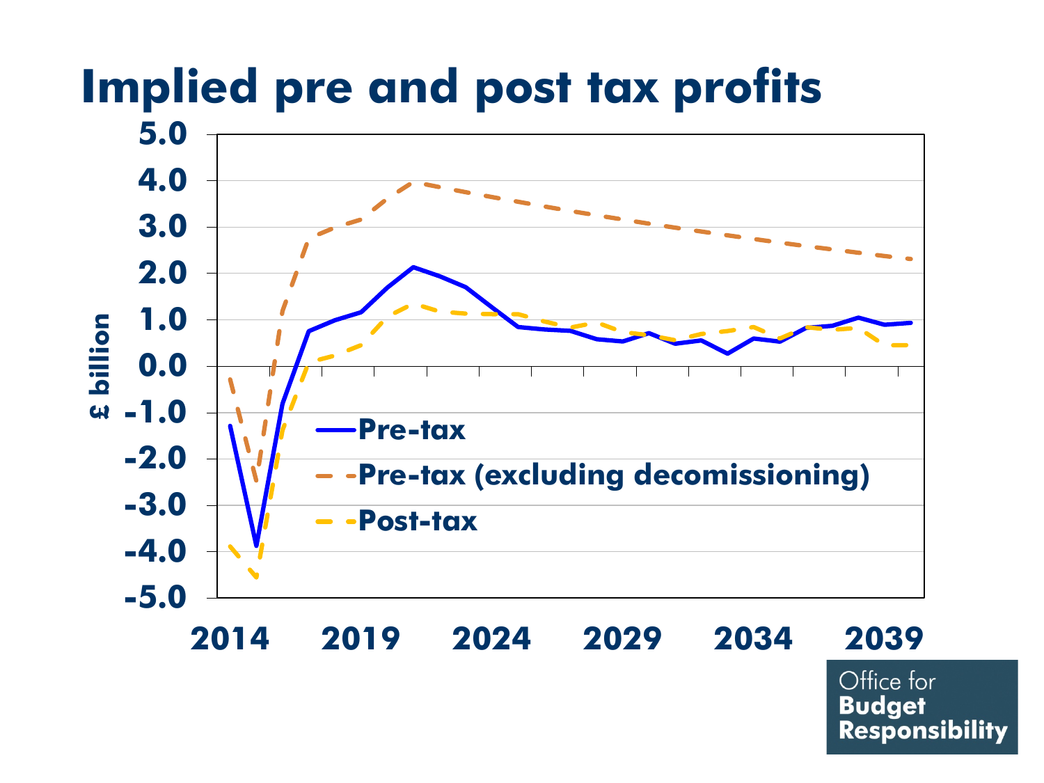# Implied pre and post tax profits

£ billion

- Pre-tax
- Pre-tax (excluding decomissioning)
- Post-tax

Office for Budget Responsibility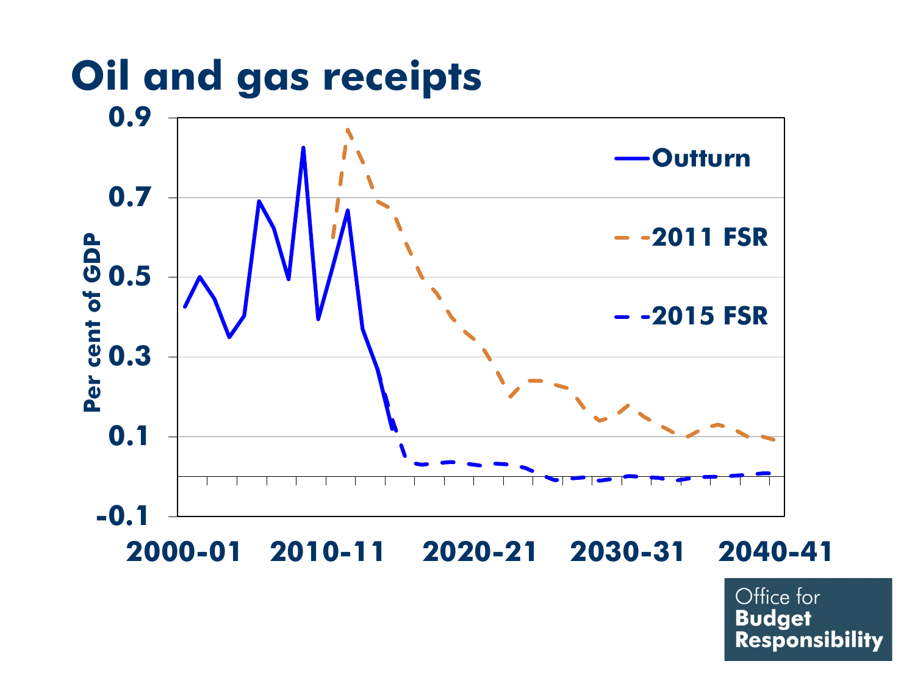# Oil and gas receipts

Per cent of GDP

0.9
0.7
0.5
0.3
0.1
-0.1

2000-01
2010-11
2020-21
2030-31
2040-41

Outturn

2011 FSR

2015 FSR

Office for **Budget Responsibility**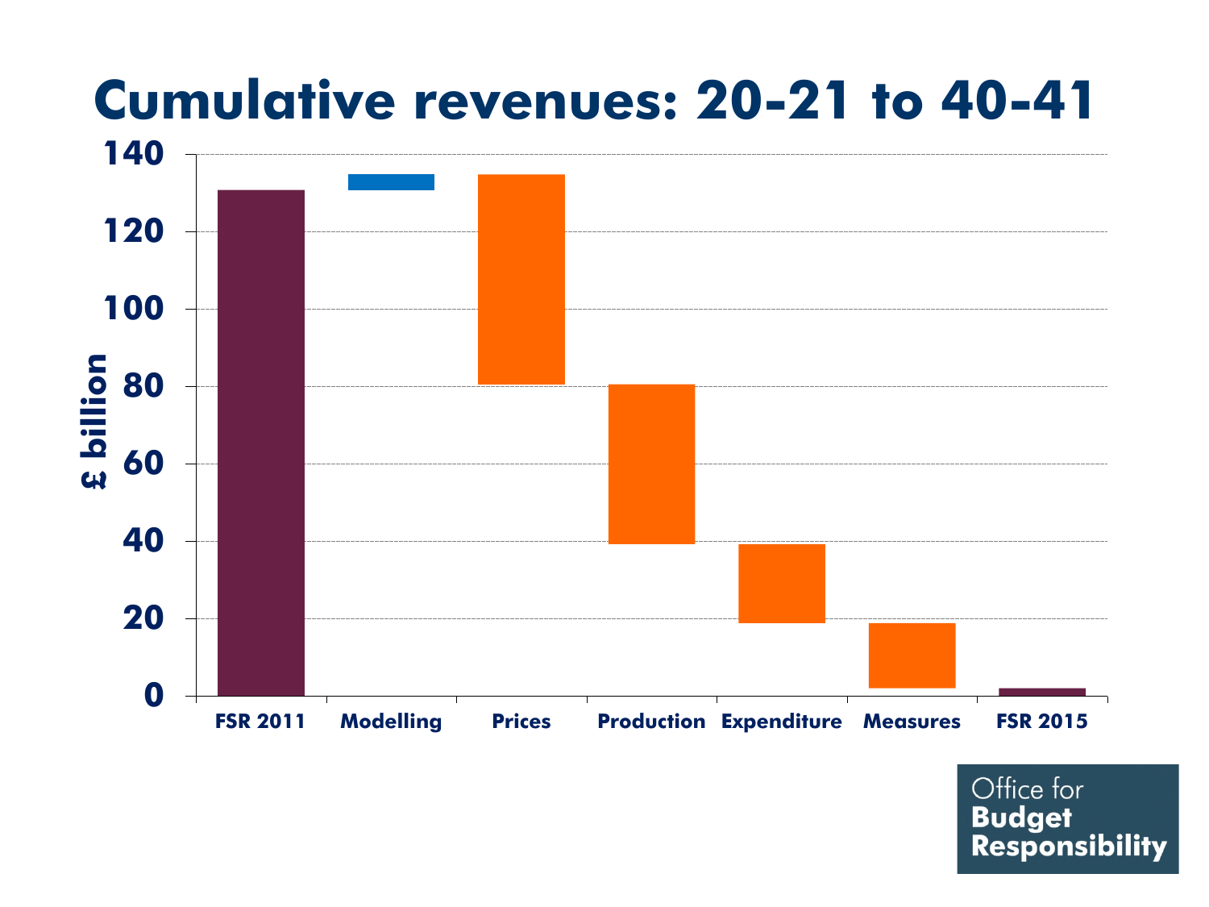# Cumulative revenues: 20-21 to 40-41

| Category | £ billion |
| --- | --- |
| FSR 2011 | 131 |
| Modelling | +4 |
| Prices | −55 |
| Production | −41 |
| Expenditure | −21 |
| Measures | −17 |
| FSR 2015 | 2 |

Office for **Budget Responsibility**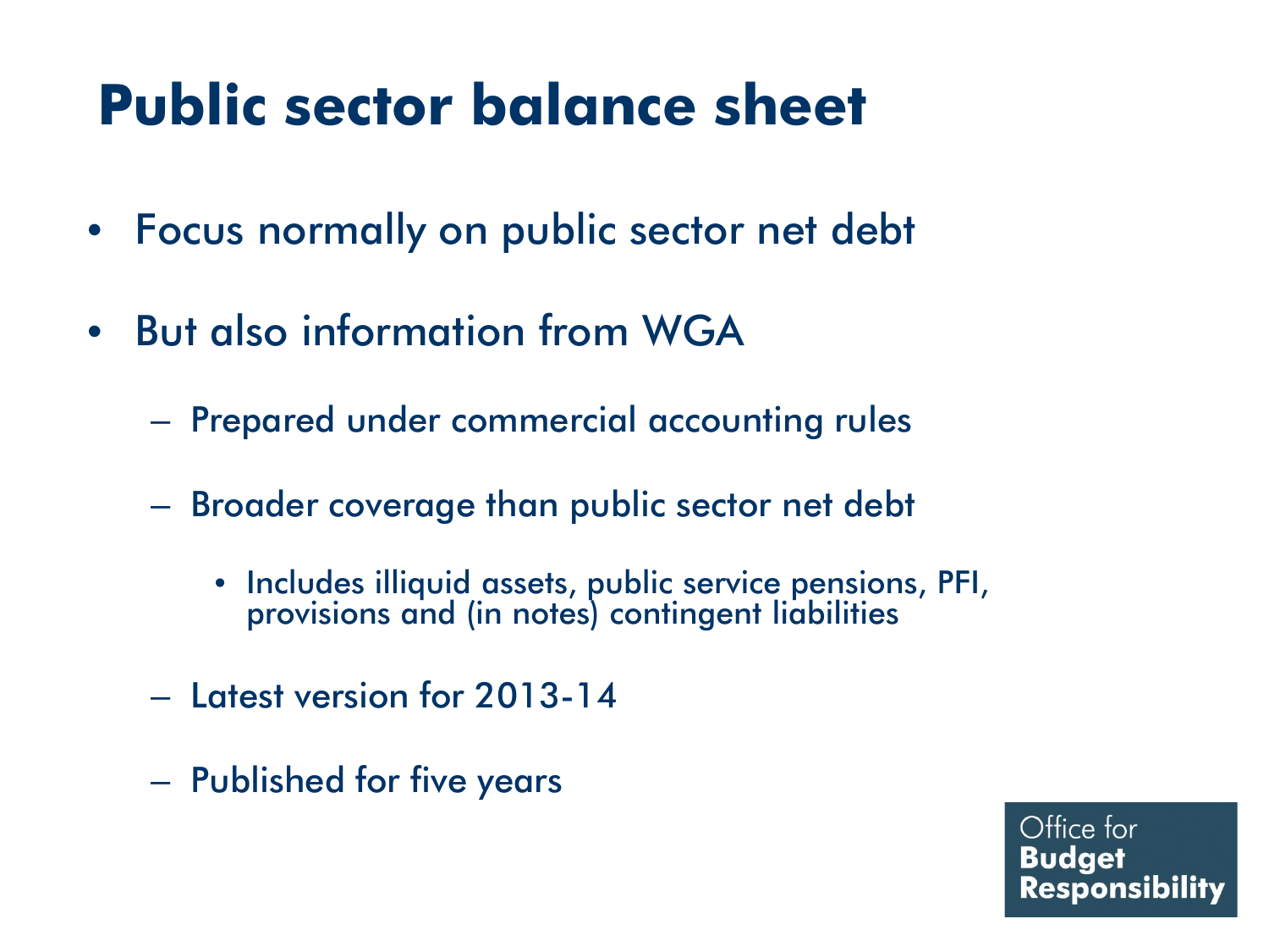# Public sector balance sheet

- Focus normally on public sector net debt
- But also information from WGA
  - Prepared under commercial accounting rules
  - Broader coverage than public sector net debt
    - Includes illiquid assets, public service pensions, PFI, provisions and (in notes) contingent liabilities
  - Latest version for 2013-14
  - Published for five years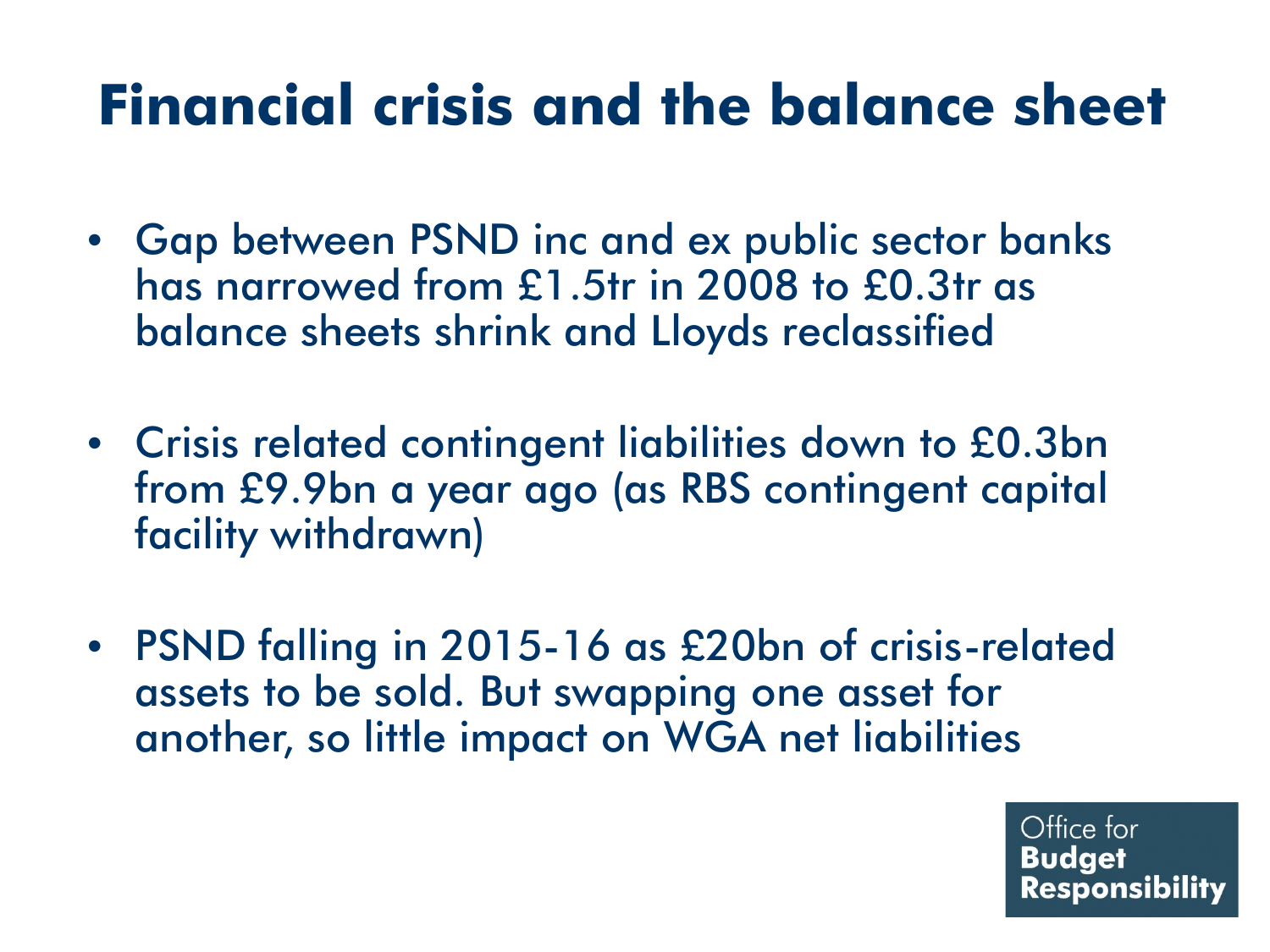# Financial crisis and the balance sheet

- Gap between PSND inc and ex public sector banks has narrowed from £1.5tr in 2008 to £0.3tr as balance sheets shrink and Lloyds reclassified

- Crisis related contingent liabilities down to £0.3bn from £9.9bn a year ago (as RBS contingent capital facility withdrawn)

- PSND falling in 2015-16 as £20bn of crisis-related assets to be sold. But swapping one asset for another, so little impact on WGA net liabilities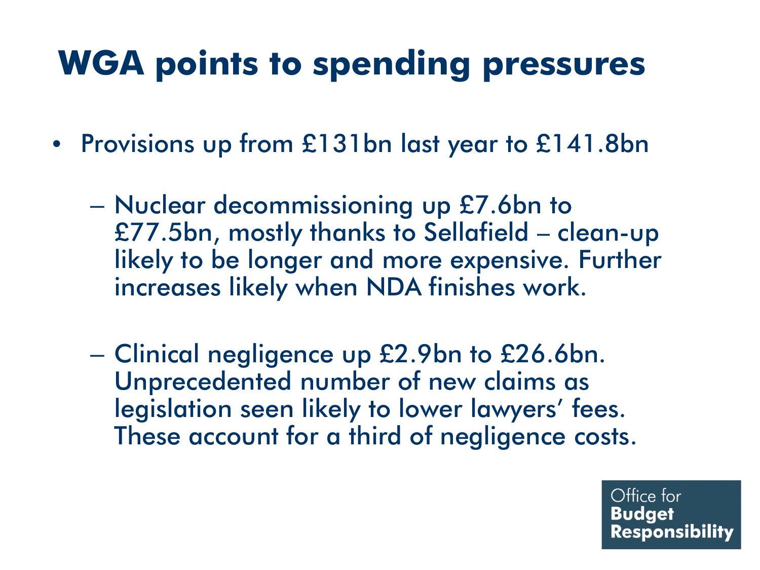# WGA points to spending pressures

- Provisions up from £131bn last year to £141.8bn
  - Nuclear decommissioning up £7.6bn to £77.5bn, mostly thanks to Sellafield – clean-up likely to be longer and more expensive. Further increases likely when NDA finishes work.
  - Clinical negligence up £2.9bn to £26.6bn. Unprecedented number of new claims as legislation seen likely to lower lawyers' fees. These account for a third of negligence costs.

Office for **Budget Responsibility**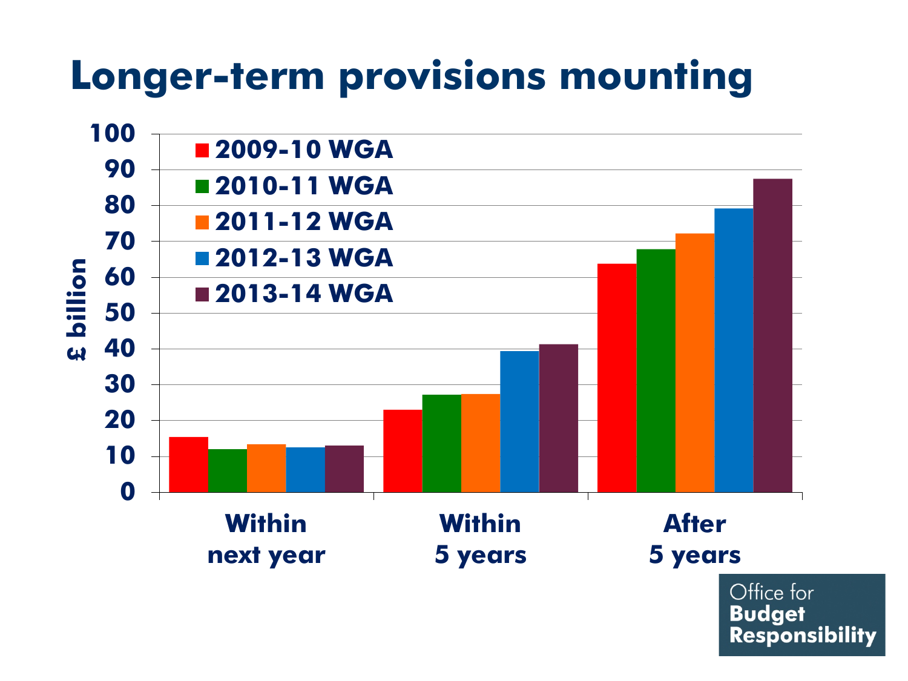# Longer-term provisions mounting

£ billion

- 2009-10 WGA
- 2010-11 WGA
- 2011-12 WGA
- 2012-13 WGA
- 2013-14 WGA

100, 90, 80, 70, 60, 50, 40, 30, 20, 10, 0

Within next year | Within 5 years | After 5 years

Office for Budget Responsibility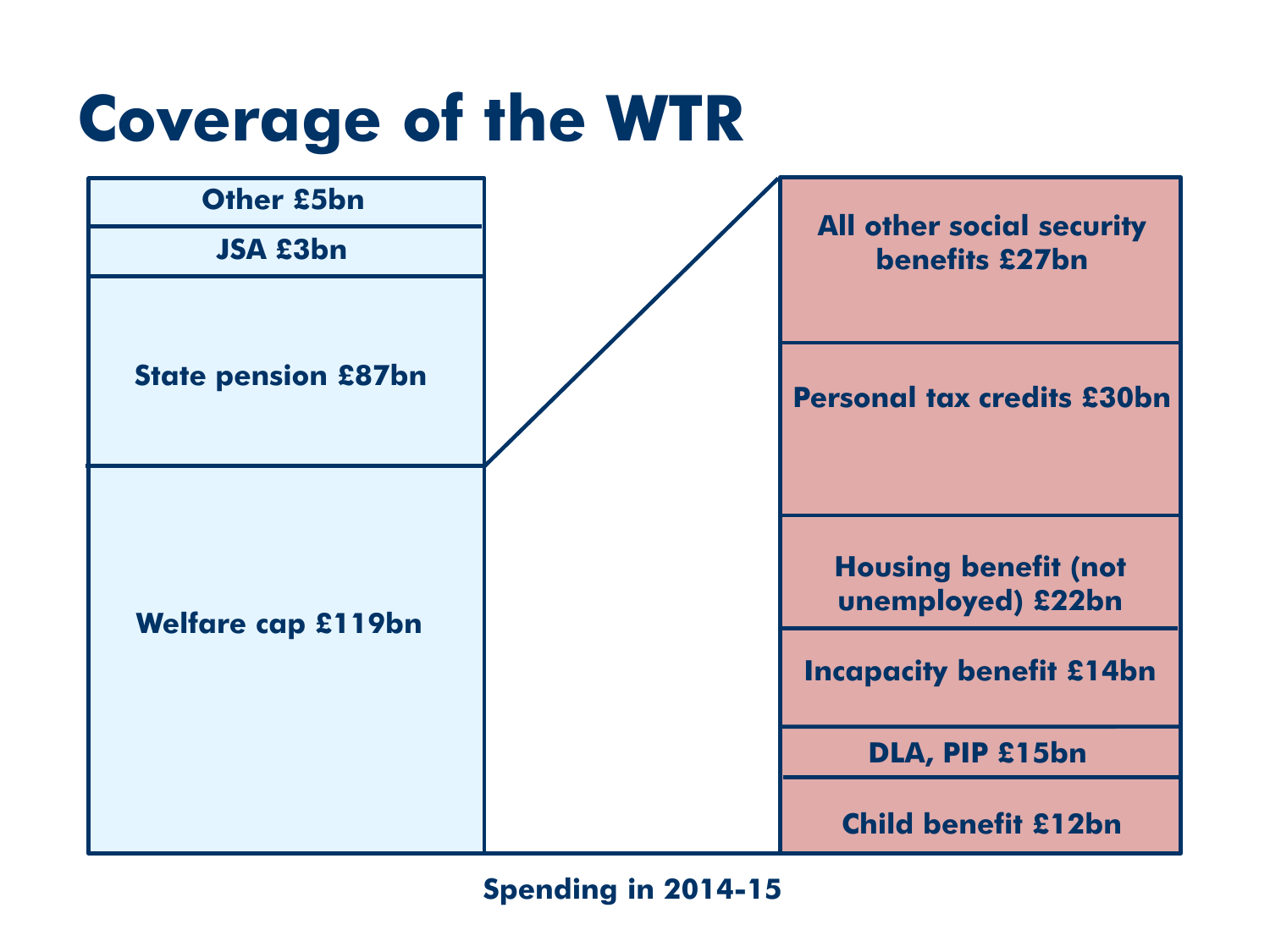# Coverage of the WTR

Other £5bn

JSA £3bn

State pension £87bn

Welfare cap £119bn

All other social security benefits £27bn

Personal tax credits £30bn

Housing benefit (not unemployed) £22bn

Incapacity benefit £14bn

DLA, PIP £15bn

Child benefit £12bn

Spending in 2014-15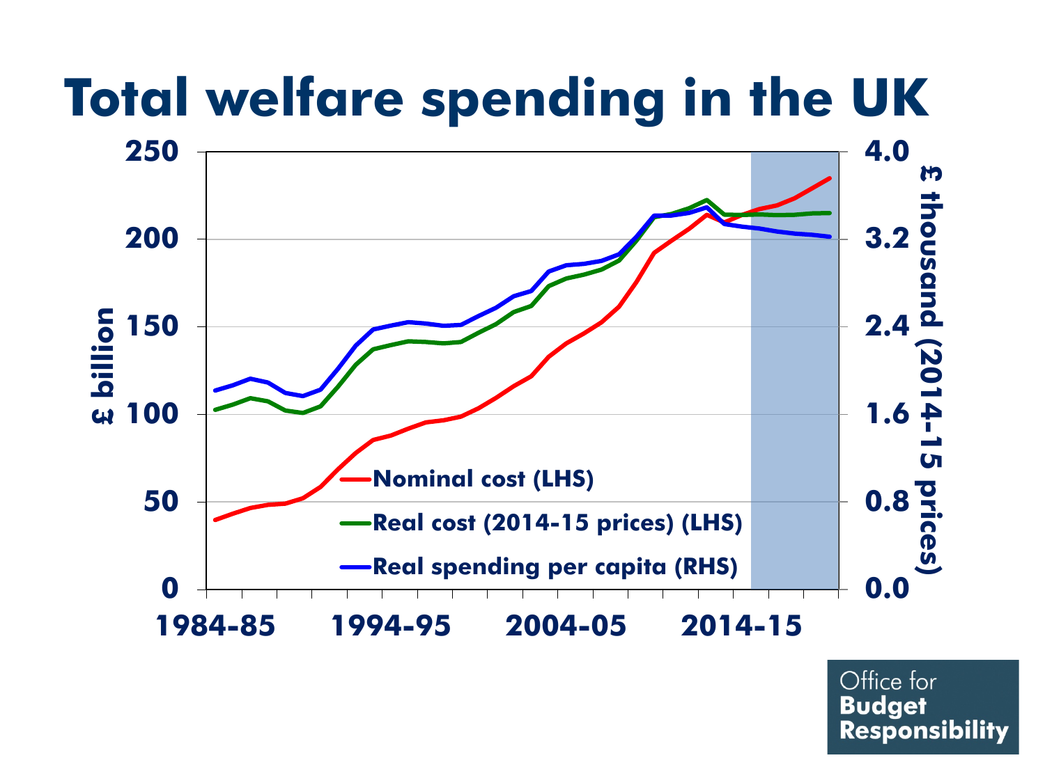# Total welfare spending in the UK

£ billion (LHS axis): 0, 50, 100, 150, 200, 250

£ thousand (2014-15 prices) (RHS axis): 0.0, 0.8, 1.6, 2.4, 3.2, 4.0

1984-85, 1994-95, 2004-05, 2014-15

- Nominal cost (LHS)
- Real cost (2014-15 prices) (LHS)
- Real spending per capita (RHS)

Office for Budget Responsibility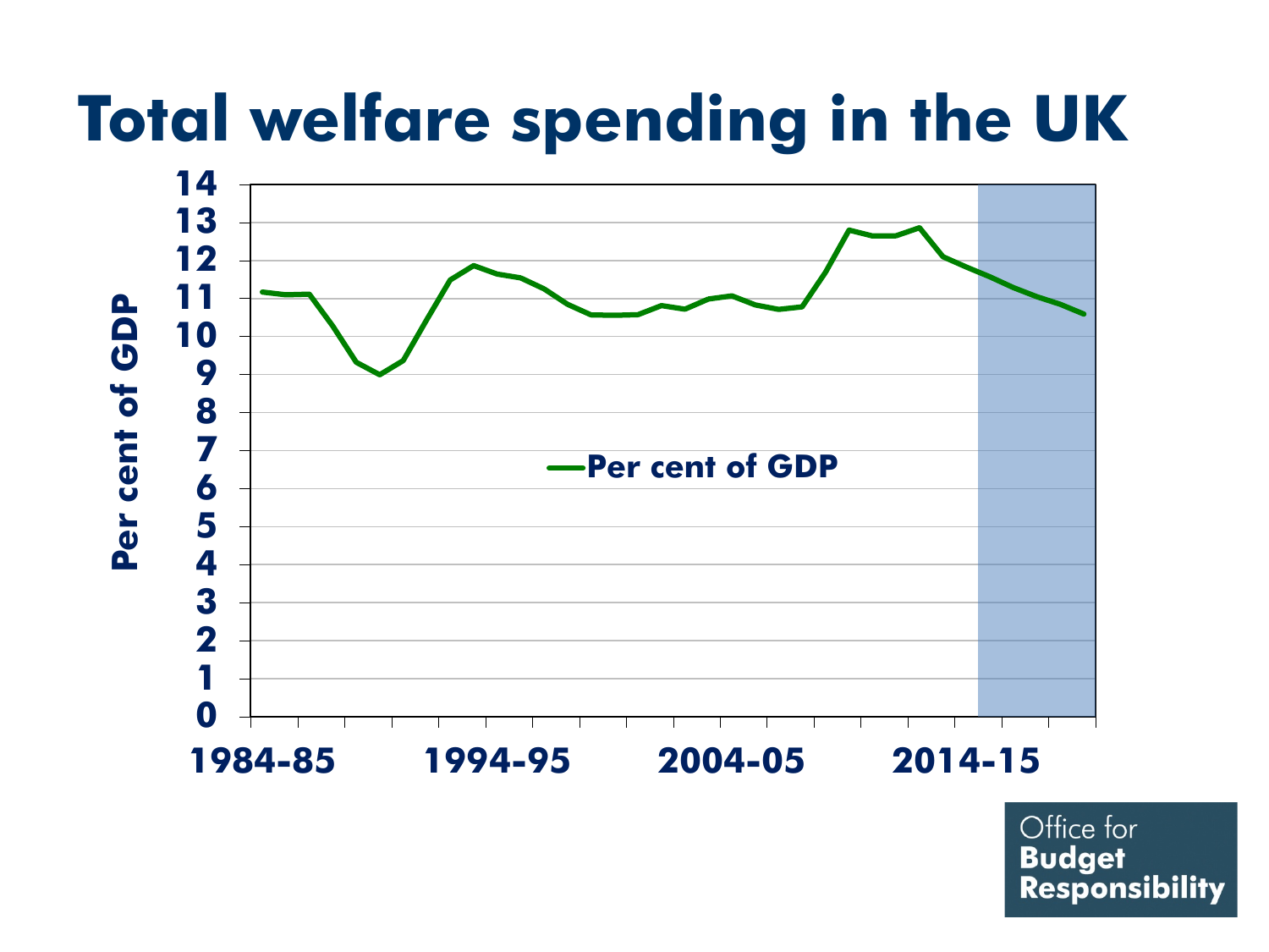# Total welfare spending in the UK

Per cent of GDP

14
13
12
11
10
9
8
7
6
5
4
3
2
1
0

1984-85 | 1994-95 | 2004-05 | 2014-15

Per cent of GDP

Office for **Budget Responsibility**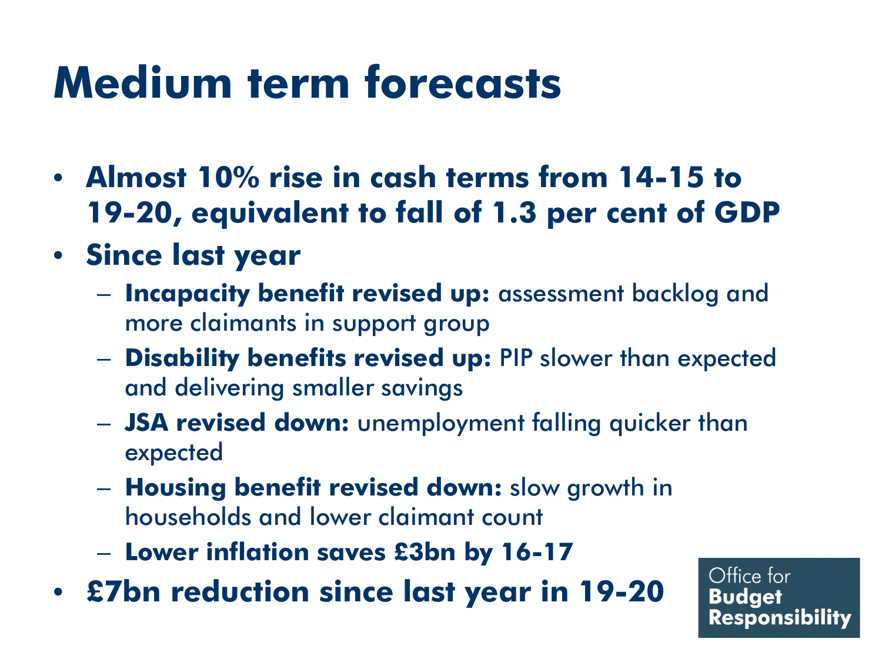# Medium term forecasts

- **Almost 10% rise in cash terms from 14-15 to 19-20, equivalent to fall of 1.3 per cent of GDP**
- **Since last year**
  - **Incapacity benefit revised up:** assessment backlog and more claimants in support group
  - **Disability benefits revised up:** PIP slower than expected and delivering smaller savings
  - **JSA revised down:** unemployment falling quicker than expected
  - **Housing benefit revised down:** slow growth in households and lower claimant count
  - **Lower inflation saves £3bn by 16-17**
- **£7bn reduction since last year in 19-20**

Office for **Budget Responsibility**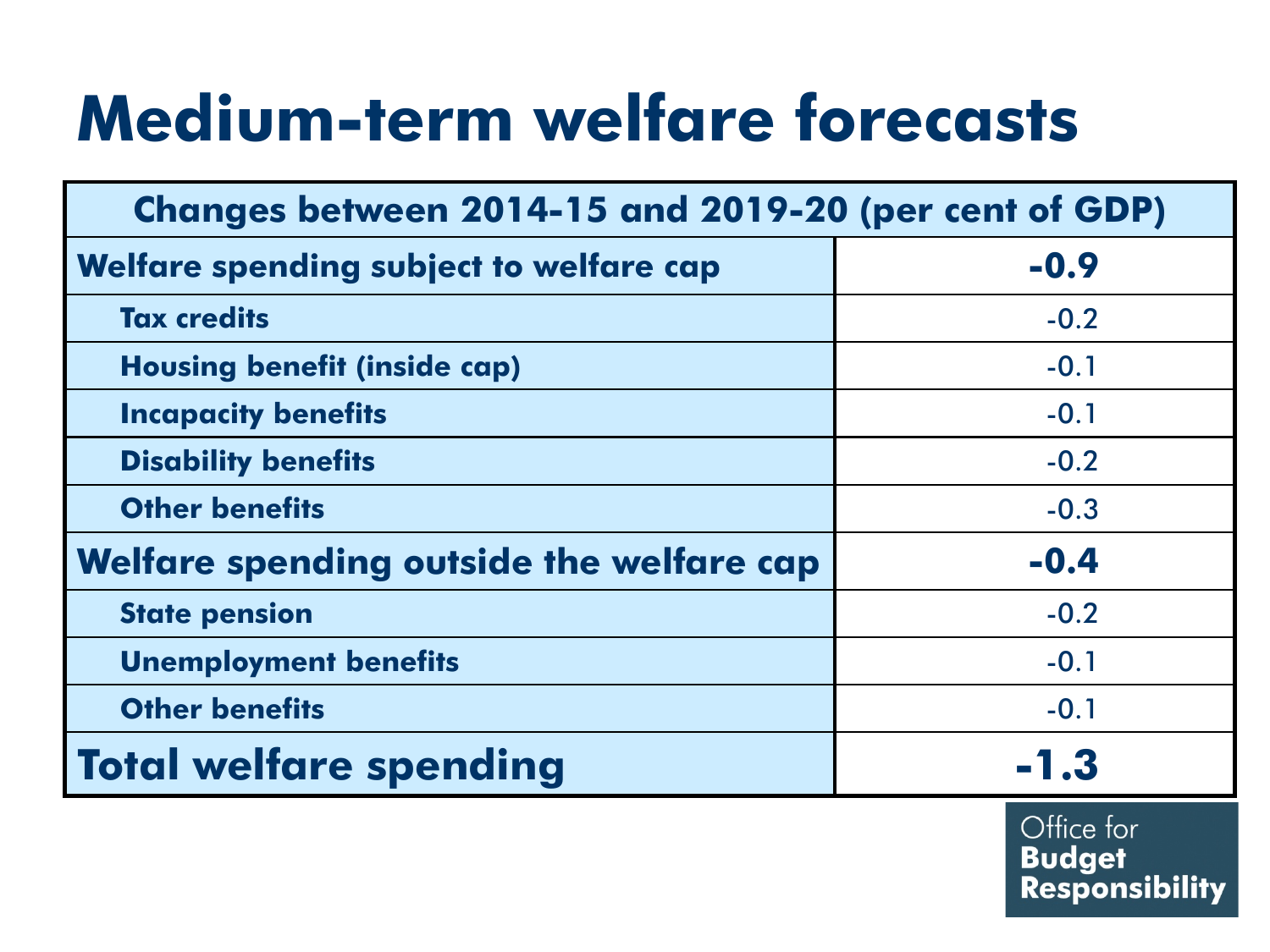# Medium-term welfare forecasts

| Changes between 2014-15 and 2019-20 (per cent of GDP) | |
|---|---|
| **Welfare spending subject to welfare cap** | **-0.9** |
| Tax credits | -0.2 |
| Housing benefit (inside cap) | -0.1 |
| Incapacity benefits | -0.1 |
| Disability benefits | -0.2 |
| Other benefits | -0.3 |
| **Welfare spending outside the welfare cap** | **-0.4** |
| State pension | -0.2 |
| Unemployment benefits | -0.1 |
| Other benefits | -0.1 |
| **Total welfare spending** | **-1.3** |

Office for **Budget Responsibility**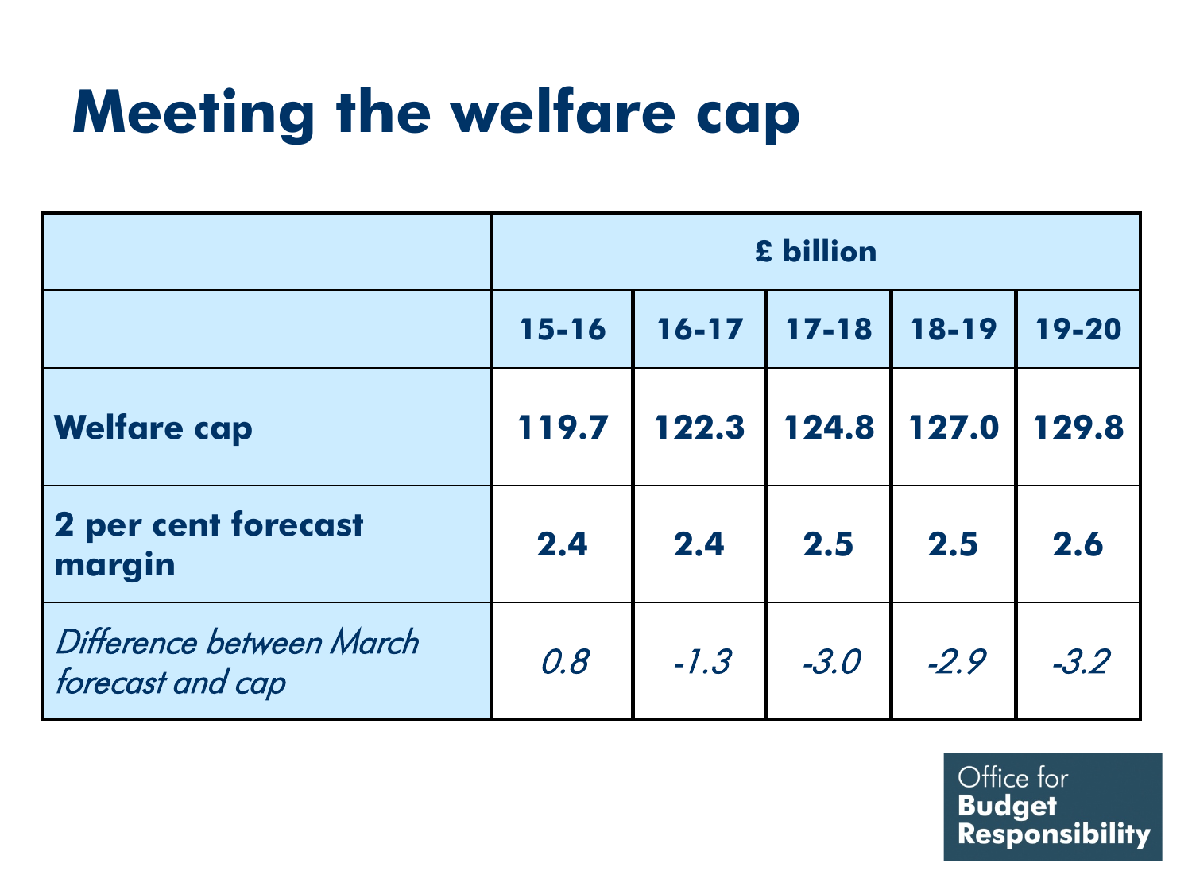# Meeting the welfare cap

| | £ billion | | | | |
|---|---|---|---|---|---|
| | **15-16** | **16-17** | **17-18** | **18-19** | **19-20** |
| **Welfare cap** | **119.7** | **122.3** | **124.8** | **127.0** | **129.8** |
| **2 per cent forecast margin** | **2.4** | **2.4** | **2.5** | **2.5** | **2.6** |
| *Difference between March forecast and cap* | *0.8* | *-1.3* | *-3.0* | *-2.9* | *-3.2* |

Office for **Budget Responsibility**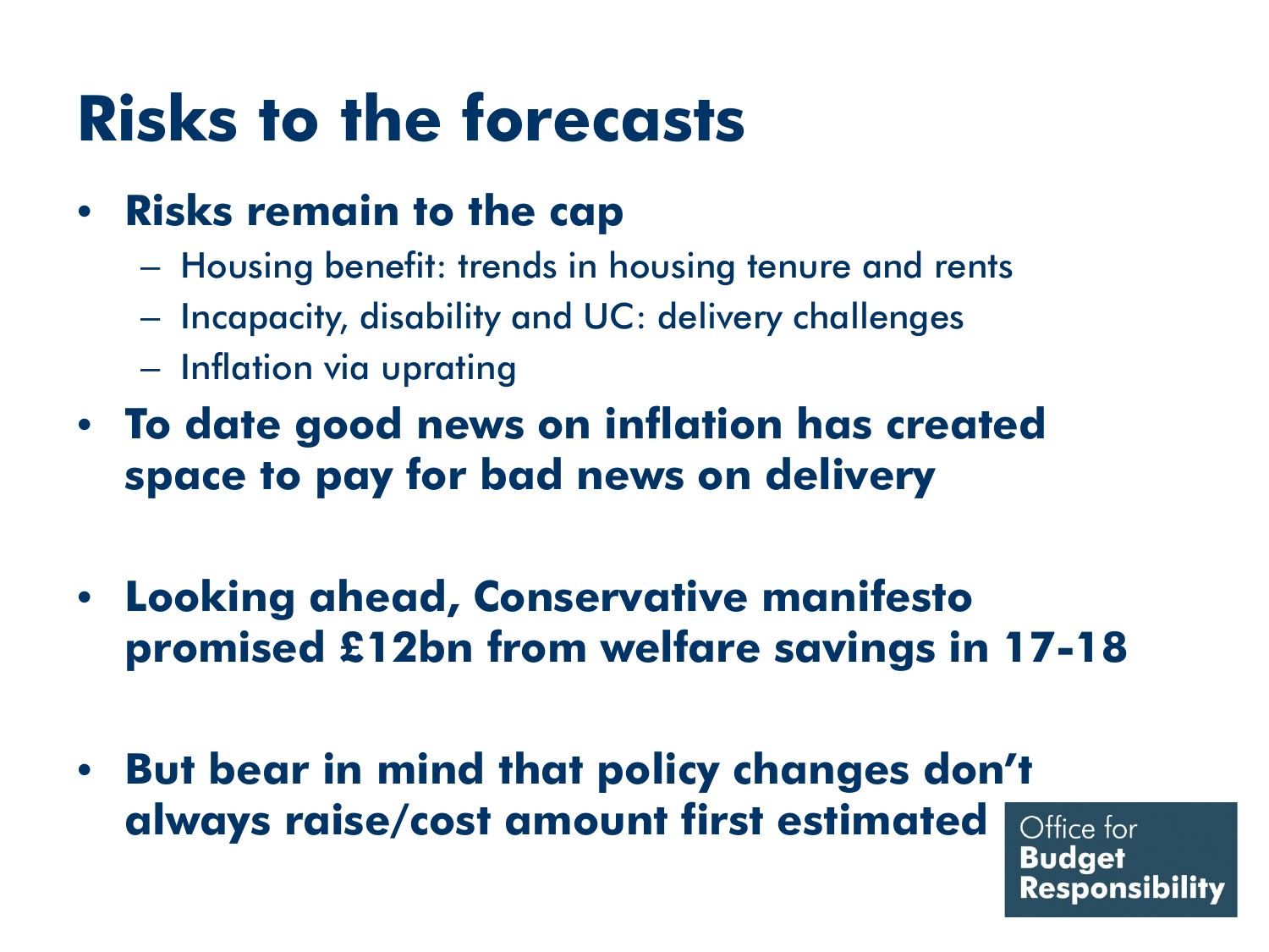# Risks to the forecasts

- **Risks remain to the cap**
  - Housing benefit: trends in housing tenure and rents
  - Incapacity, disability and UC: delivery challenges
  - Inflation via uprating
- **To date good news on inflation has created space to pay for bad news on delivery**
- **Looking ahead, Conservative manifesto promised £12bn from welfare savings in 17-18**
- **But bear in mind that policy changes don't always raise/cost amount first estimated**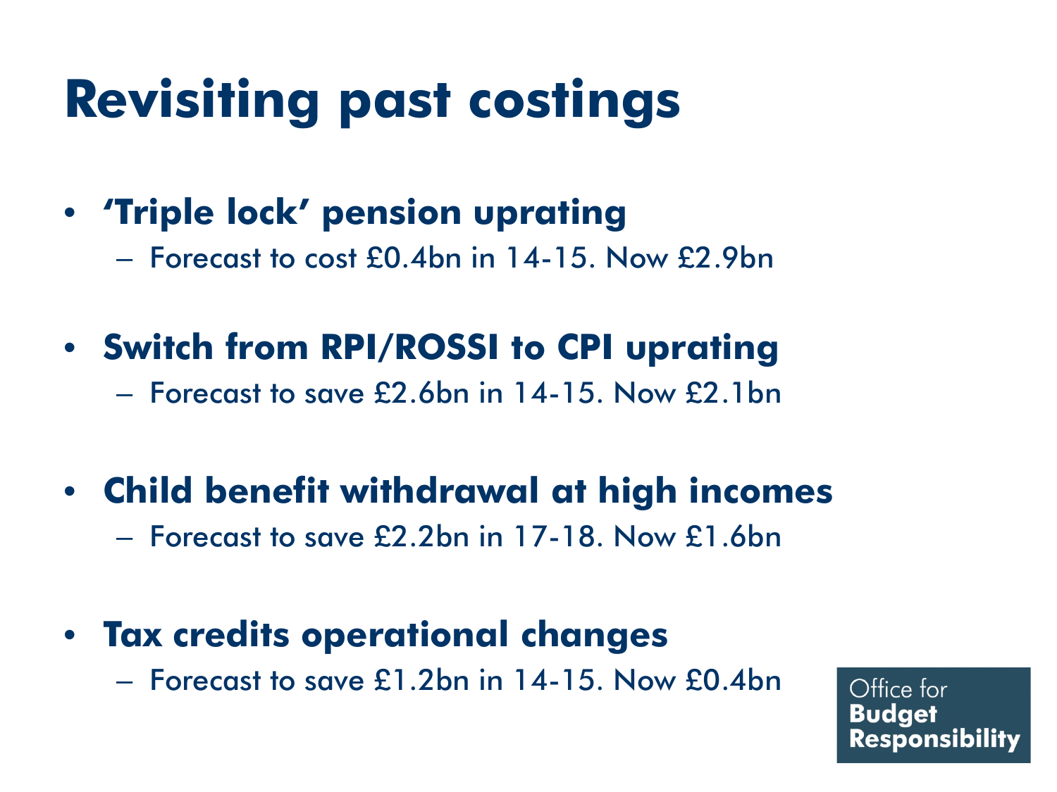# Revisiting past costings

- **'Triple lock' pension uprating**
  - Forecast to cost £0.4bn in 14-15. Now £2.9bn
- **Switch from RPI/ROSSI to CPI uprating**
  - Forecast to save £2.6bn in 14-15. Now £2.1bn
- **Child benefit withdrawal at high incomes**
  - Forecast to save £2.2bn in 17-18. Now £1.6bn
- **Tax credits operational changes**
  - Forecast to save £1.2bn in 14-15. Now £0.4bn

Office for **Budget Responsibility**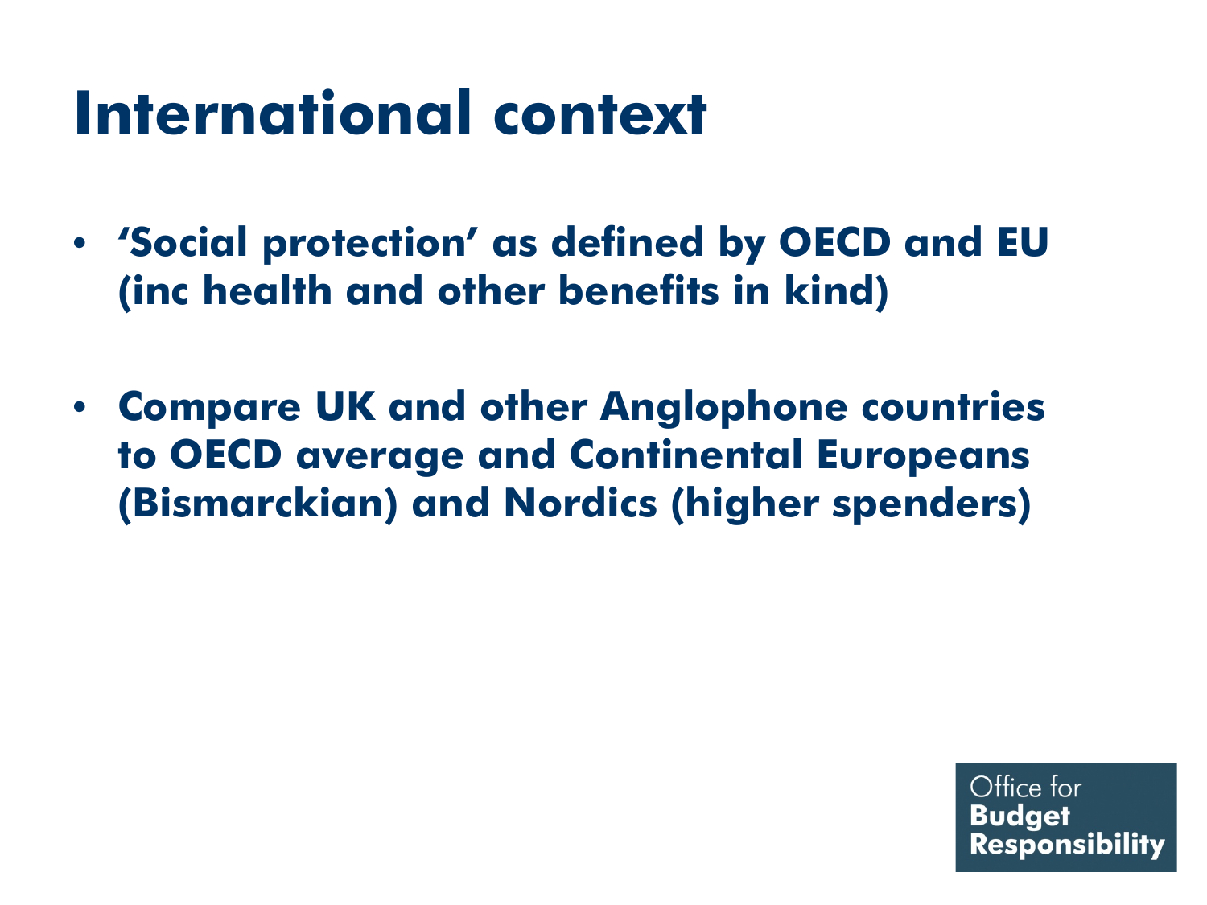# International context

- **'Social protection' as defined by OECD and EU (inc health and other benefits in kind)**

- **Compare UK and other Anglophone countries to OECD average and Continental Europeans (Bismarckian) and Nordics (higher spenders)**

Office for **Budget Responsibility**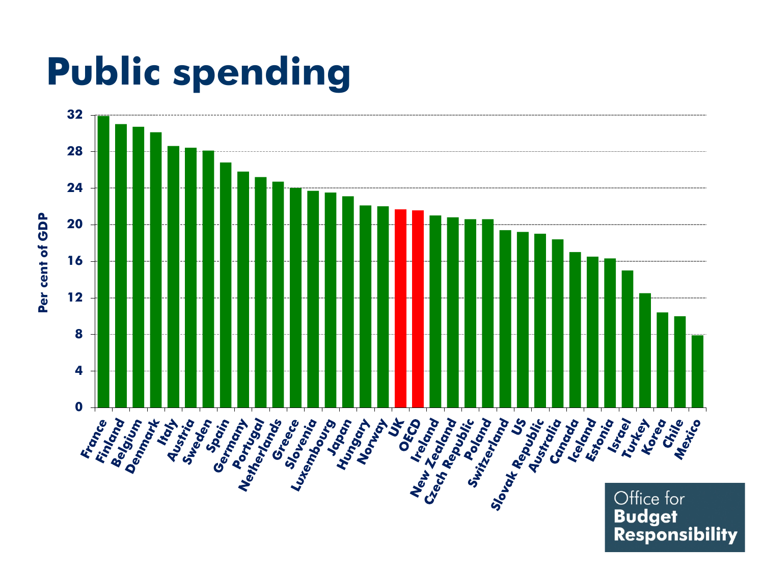# Public spending

| Country | Per cent of GDP |
|---|---|
| France | 31.9 |
| Finland | 31.0 |
| Belgium | 30.7 |
| Denmark | 30.1 |
| Italy | 28.6 |
| Austria | 28.4 |
| Sweden | 28.1 |
| Spain | 26.8 |
| Germany | 25.8 |
| Portugal | 25.2 |
| Netherlands | 24.7 |
| Greece | 24.0 |
| Slovenia | 23.7 |
| Luxembourg | 23.5 |
| Japan | 23.1 |
| Hungary | 22.1 |
| Norway | 22.0 |
| UK | 21.7 |
| OECD | 21.6 |
| Ireland | 21.0 |
| New Zealand | 20.8 |
| Czech Republic | 20.6 |
| Poland | 20.6 |
| Switzerland | 19.4 |
| US | 19.2 |
| Slovak Republic | 19.0 |
| Australia | 18.4 |
| Canada | 17.0 |
| Iceland | 16.5 |
| Estonia | 16.3 |
| Israel | 15.0 |
| Turkey | 12.5 |
| Korea | 10.4 |
| Chile | 10.0 |
| Mexico | 7.9 |

Office for **Budget Responsibility**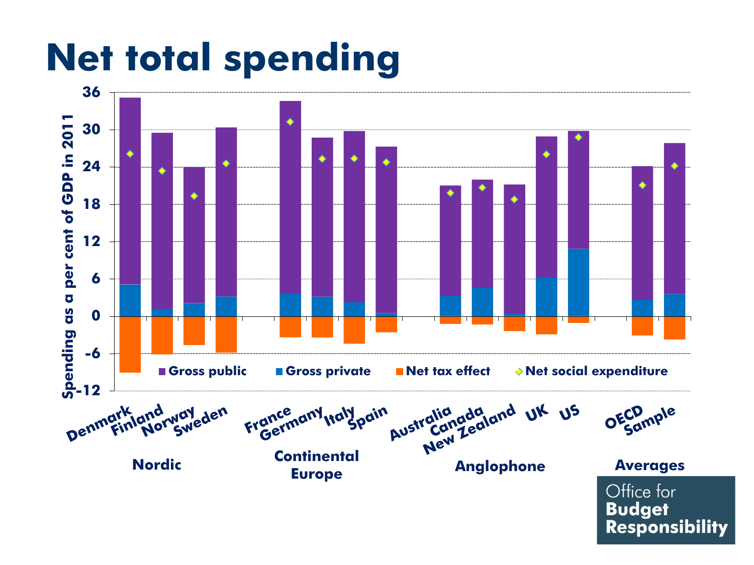# Net total spending

Spending as a per cent of GDP in 2011

36
30
24
18
12
6
0
-6
-12

■ Gross public ■ Gross private ■ Net tax effect ◆ Net social expenditure

Denmark Finland Norway Sweden France Germany Italy Spain Australia Canada New Zealand UK US OECD Sample

Nordic

Continental Europe

Anglophone

Averages

Office for Budget Responsibility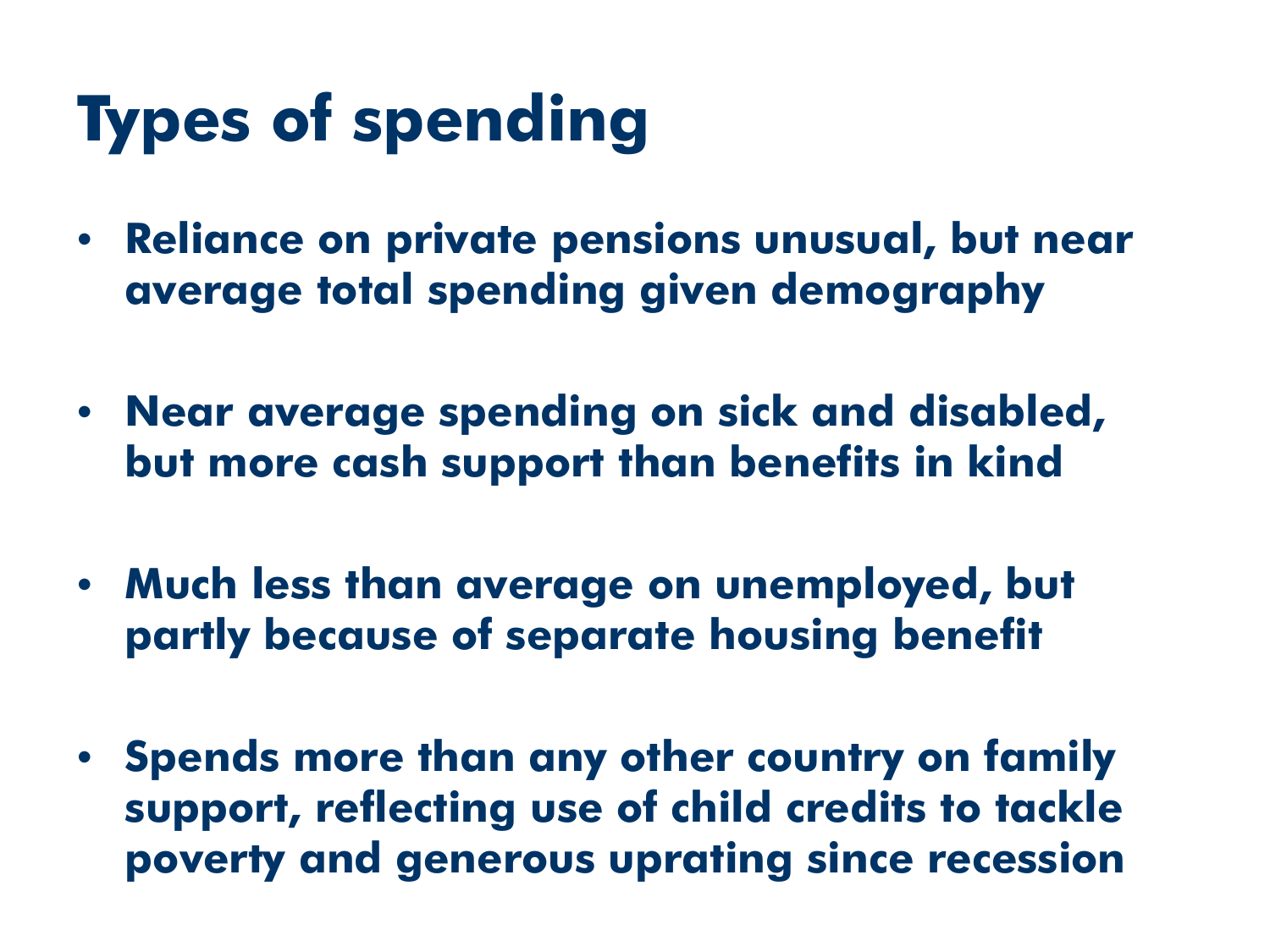# Types of spending

- **Reliance on private pensions unusual, but near average total spending given demography**
- **Near average spending on sick and disabled, but more cash support than benefits in kind**
- **Much less than average on unemployed, but partly because of separate housing benefit**
- **Spends more than any other country on family support, reflecting use of child credits to tackle poverty and generous uprating since recession**